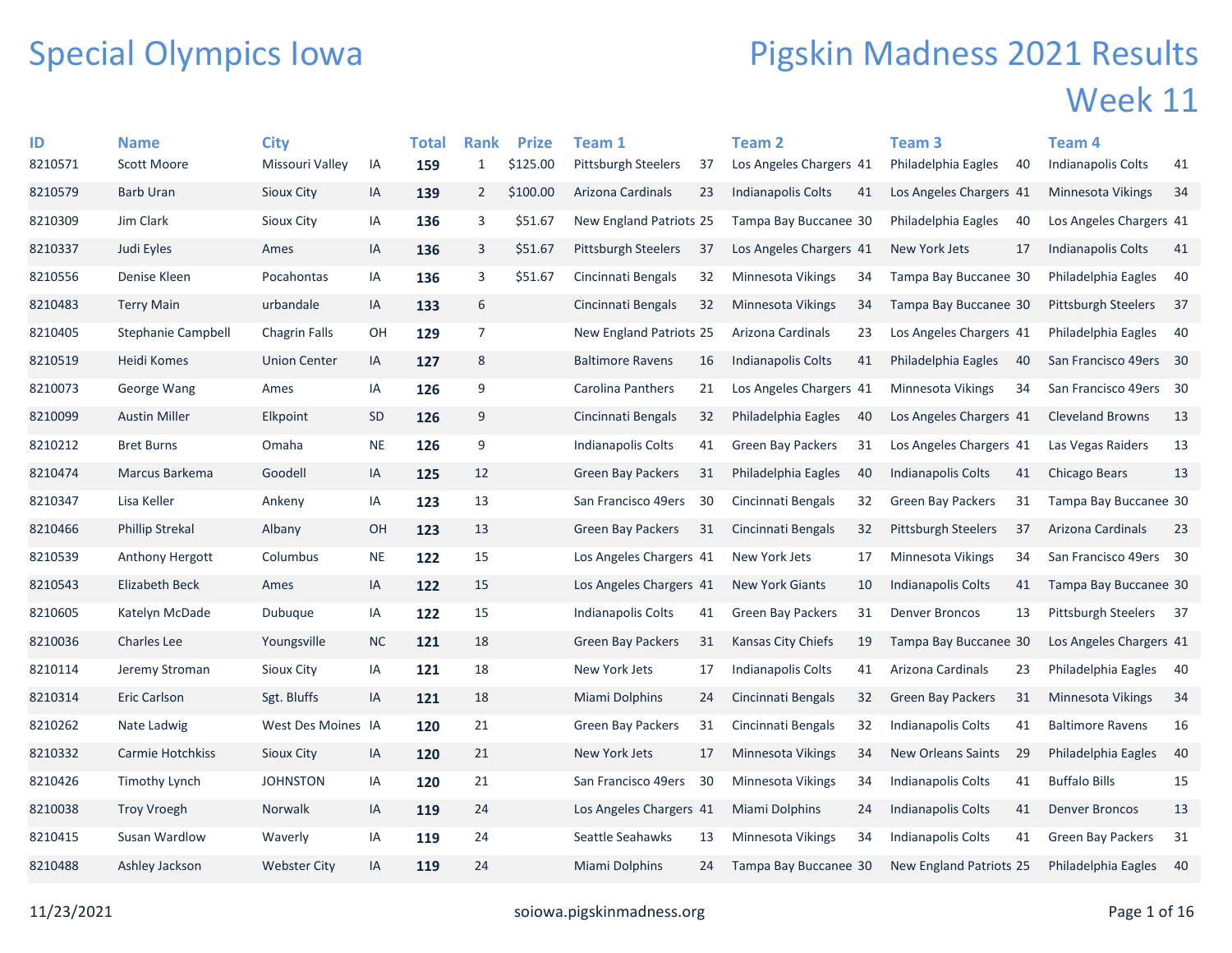# Special Olympics Iowa

# Pigskin Madness 2021 Results

## Week 11

| ID | Name | City | | Total | Rank | Prize | Team 1 | | Team 2 | | Team 3 | | Team 4 | |
|---|---|---|---|---|---|---|---|---|---|---|---|---|---|---|
| 8210571 | Scott Moore | Missouri Valley | IA | **159** | 1 | $125.00 | Pittsburgh Steelers | 37 | Los Angeles Chargers | 41 | Philadelphia Eagles | 40 | Indianapolis Colts | 41 |
| 8210579 | Barb Uran | Sioux City | IA | **139** | 2 | $100.00 | Arizona Cardinals | 23 | Indianapolis Colts | 41 | Los Angeles Chargers | 41 | Minnesota Vikings | 34 |
| 8210309 | Jim Clark | Sioux City | IA | **136** | 3 | $51.67 | New England Patriots | 25 | Tampa Bay Buccanee | 30 | Philadelphia Eagles | 40 | Los Angeles Chargers | 41 |
| 8210337 | Judi Eyles | Ames | IA | **136** | 3 | $51.67 | Pittsburgh Steelers | 37 | Los Angeles Chargers | 41 | New York Jets | 17 | Indianapolis Colts | 41 |
| 8210556 | Denise Kleen | Pocahontas | IA | **136** | 3 | $51.67 | Cincinnati Bengals | 32 | Minnesota Vikings | 34 | Tampa Bay Buccanee | 30 | Philadelphia Eagles | 40 |
| 8210483 | Terry Main | urbandale | IA | **133** | 6 | | Cincinnati Bengals | 32 | Minnesota Vikings | 34 | Tampa Bay Buccanee | 30 | Pittsburgh Steelers | 37 |
| 8210405 | Stephanie Campbell | Chagrin Falls | OH | **129** | 7 | | New England Patriots | 25 | Arizona Cardinals | 23 | Los Angeles Chargers | 41 | Philadelphia Eagles | 40 |
| 8210519 | Heidi Komes | Union Center | IA | **127** | 8 | | Baltimore Ravens | 16 | Indianapolis Colts | 41 | Philadelphia Eagles | 40 | San Francisco 49ers | 30 |
| 8210073 | George Wang | Ames | IA | **126** | 9 | | Carolina Panthers | 21 | Los Angeles Chargers | 41 | Minnesota Vikings | 34 | San Francisco 49ers | 30 |
| 8210099 | Austin Miller | Elkpoint | SD | **126** | 9 | | Cincinnati Bengals | 32 | Philadelphia Eagles | 40 | Los Angeles Chargers | 41 | Cleveland Browns | 13 |
| 8210212 | Bret Burns | Omaha | NE | **126** | 9 | | Indianapolis Colts | 41 | Green Bay Packers | 31 | Los Angeles Chargers | 41 | Las Vegas Raiders | 13 |
| 8210474 | Marcus Barkema | Goodell | IA | **125** | 12 | | Green Bay Packers | 31 | Philadelphia Eagles | 40 | Indianapolis Colts | 41 | Chicago Bears | 13 |
| 8210347 | Lisa Keller | Ankeny | IA | **123** | 13 | | San Francisco 49ers | 30 | Cincinnati Bengals | 32 | Green Bay Packers | 31 | Tampa Bay Buccanee | 30 |
| 8210466 | Phillip Strekal | Albany | OH | **123** | 13 | | Green Bay Packers | 31 | Cincinnati Bengals | 32 | Pittsburgh Steelers | 37 | Arizona Cardinals | 23 |
| 8210539 | Anthony Hergott | Columbus | NE | **122** | 15 | | Los Angeles Chargers | 41 | New York Jets | 17 | Minnesota Vikings | 34 | San Francisco 49ers | 30 |
| 8210543 | Elizabeth Beck | Ames | IA | **122** | 15 | | Los Angeles Chargers | 41 | New York Giants | 10 | Indianapolis Colts | 41 | Tampa Bay Buccanee | 30 |
| 8210605 | Katelyn McDade | Dubuque | IA | **122** | 15 | | Indianapolis Colts | 41 | Green Bay Packers | 31 | Denver Broncos | 13 | Pittsburgh Steelers | 37 |
| 8210036 | Charles Lee | Youngsville | NC | **121** | 18 | | Green Bay Packers | 31 | Kansas City Chiefs | 19 | Tampa Bay Buccanee | 30 | Los Angeles Chargers | 41 |
| 8210114 | Jeremy Stroman | Sioux City | IA | **121** | 18 | | New York Jets | 17 | Indianapolis Colts | 41 | Arizona Cardinals | 23 | Philadelphia Eagles | 40 |
| 8210314 | Eric Carlson | Sgt. Bluffs | IA | **121** | 18 | | Miami Dolphins | 24 | Cincinnati Bengals | 32 | Green Bay Packers | 31 | Minnesota Vikings | 34 |
| 8210262 | Nate Ladwig | West Des Moines | IA | **120** | 21 | | Green Bay Packers | 31 | Cincinnati Bengals | 32 | Indianapolis Colts | 41 | Baltimore Ravens | 16 |
| 8210332 | Carmie Hotchkiss | Sioux City | IA | **120** | 21 | | New York Jets | 17 | Minnesota Vikings | 34 | New Orleans Saints | 29 | Philadelphia Eagles | 40 |
| 8210426 | Timothy Lynch | JOHNSTON | IA | **120** | 21 | | San Francisco 49ers | 30 | Minnesota Vikings | 34 | Indianapolis Colts | 41 | Buffalo Bills | 15 |
| 8210038 | Troy Vroegh | Norwalk | IA | **119** | 24 | | Los Angeles Chargers | 41 | Miami Dolphins | 24 | Indianapolis Colts | 41 | Denver Broncos | 13 |
| 8210415 | Susan Wardlow | Waverly | IA | **119** | 24 | | Seattle Seahawks | 13 | Minnesota Vikings | 34 | Indianapolis Colts | 41 | Green Bay Packers | 31 |
| 8210488 | Ashley Jackson | Webster City | IA | **119** | 24 | | Miami Dolphins | 24 | Tampa Bay Buccanee | 30 | New England Patriots | 25 | Philadelphia Eagles | 40 |

11/23/2021 soiowa.pigskinmadness.org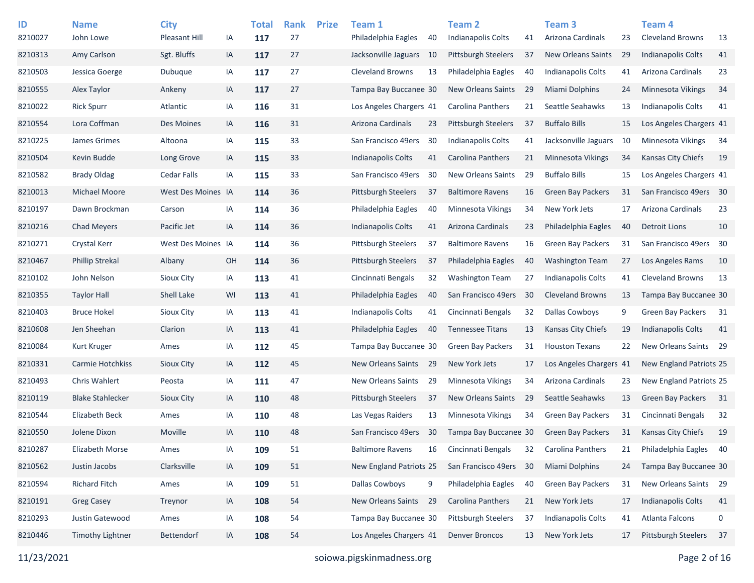| ID | Name | City | | Total | Rank | Prize | Team 1 | | Team 2 | | Team 3 | | Team 4 | |
|---|---|---|---|---|---|---|---|---|---|---|---|---|---|---|
| 8210027 | John Lowe | Pleasant Hill | IA | **117** | 27 | | Philadelphia Eagles | 40 | Indianapolis Colts | 41 | Arizona Cardinals | 23 | Cleveland Browns | 13 |
| 8210313 | Amy Carlson | Sgt. Bluffs | IA | **117** | 27 | | Jacksonville Jaguars | 10 | Pittsburgh Steelers | 37 | New Orleans Saints | 29 | Indianapolis Colts | 41 |
| 8210503 | Jessica Goerge | Dubuque | IA | **117** | 27 | | Cleveland Browns | 13 | Philadelphia Eagles | 40 | Indianapolis Colts | 41 | Arizona Cardinals | 23 |
| 8210555 | Alex Taylor | Ankeny | IA | **117** | 27 | | Tampa Bay Buccanee | 30 | New Orleans Saints | 29 | Miami Dolphins | 24 | Minnesota Vikings | 34 |
| 8210022 | Rick Spurr | Atlantic | IA | **116** | 31 | | Los Angeles Chargers | 41 | Carolina Panthers | 21 | Seattle Seahawks | 13 | Indianapolis Colts | 41 |
| 8210554 | Lora Coffman | Des Moines | IA | **116** | 31 | | Arizona Cardinals | 23 | Pittsburgh Steelers | 37 | Buffalo Bills | 15 | Los Angeles Chargers | 41 |
| 8210225 | James Grimes | Altoona | IA | **115** | 33 | | San Francisco 49ers | 30 | Indianapolis Colts | 41 | Jacksonville Jaguars | 10 | Minnesota Vikings | 34 |
| 8210504 | Kevin Budde | Long Grove | IA | **115** | 33 | | Indianapolis Colts | 41 | Carolina Panthers | 21 | Minnesota Vikings | 34 | Kansas City Chiefs | 19 |
| 8210582 | Brady Oldag | Cedar Falls | IA | **115** | 33 | | San Francisco 49ers | 30 | New Orleans Saints | 29 | Buffalo Bills | 15 | Los Angeles Chargers | 41 |
| 8210013 | Michael Moore | West Des Moines | IA | **114** | 36 | | Pittsburgh Steelers | 37 | Baltimore Ravens | 16 | Green Bay Packers | 31 | San Francisco 49ers | 30 |
| 8210197 | Dawn Brockman | Carson | IA | **114** | 36 | | Philadelphia Eagles | 40 | Minnesota Vikings | 34 | New York Jets | 17 | Arizona Cardinals | 23 |
| 8210216 | Chad Meyers | Pacific Jet | IA | **114** | 36 | | Indianapolis Colts | 41 | Arizona Cardinals | 23 | Philadelphia Eagles | 40 | Detroit Lions | 10 |
| 8210271 | Crystal Kerr | West Des Moines | IA | **114** | 36 | | Pittsburgh Steelers | 37 | Baltimore Ravens | 16 | Green Bay Packers | 31 | San Francisco 49ers | 30 |
| 8210467 | Phillip Strekal | Albany | OH | **114** | 36 | | Pittsburgh Steelers | 37 | Philadelphia Eagles | 40 | Washington Team | 27 | Los Angeles Rams | 10 |
| 8210102 | John Nelson | Sioux City | IA | **113** | 41 | | Cincinnati Bengals | 32 | Washington Team | 27 | Indianapolis Colts | 41 | Cleveland Browns | 13 |
| 8210355 | Taylor Hall | Shell Lake | WI | **113** | 41 | | Philadelphia Eagles | 40 | San Francisco 49ers | 30 | Cleveland Browns | 13 | Tampa Bay Buccanee | 30 |
| 8210403 | Bruce Hokel | Sioux City | IA | **113** | 41 | | Indianapolis Colts | 41 | Cincinnati Bengals | 32 | Dallas Cowboys | 9 | Green Bay Packers | 31 |
| 8210608 | Jen Sheehan | Clarion | IA | **113** | 41 | | Philadelphia Eagles | 40 | Tennessee Titans | 13 | Kansas City Chiefs | 19 | Indianapolis Colts | 41 |
| 8210084 | Kurt Kruger | Ames | IA | **112** | 45 | | Tampa Bay Buccanee | 30 | Green Bay Packers | 31 | Houston Texans | 22 | New Orleans Saints | 29 |
| 8210331 | Carmie Hotchkiss | Sioux City | IA | **112** | 45 | | New Orleans Saints | 29 | New York Jets | 17 | Los Angeles Chargers | 41 | New England Patriots | 25 |
| 8210493 | Chris Wahlert | Peosta | IA | **111** | 47 | | New Orleans Saints | 29 | Minnesota Vikings | 34 | Arizona Cardinals | 23 | New England Patriots | 25 |
| 8210119 | Blake Stahlecker | Sioux City | IA | **110** | 48 | | Pittsburgh Steelers | 37 | New Orleans Saints | 29 | Seattle Seahawks | 13 | Green Bay Packers | 31 |
| 8210544 | Elizabeth Beck | Ames | IA | **110** | 48 | | Las Vegas Raiders | 13 | Minnesota Vikings | 34 | Green Bay Packers | 31 | Cincinnati Bengals | 32 |
| 8210550 | Jolene Dixon | Moville | IA | **110** | 48 | | San Francisco 49ers | 30 | Tampa Bay Buccanee | 30 | Green Bay Packers | 31 | Kansas City Chiefs | 19 |
| 8210287 | Elizabeth Morse | Ames | IA | **109** | 51 | | Baltimore Ravens | 16 | Cincinnati Bengals | 32 | Carolina Panthers | 21 | Philadelphia Eagles | 40 |
| 8210562 | Justin Jacobs | Clarksville | IA | **109** | 51 | | New England Patriots | 25 | San Francisco 49ers | 30 | Miami Dolphins | 24 | Tampa Bay Buccanee | 30 |
| 8210594 | Richard Fitch | Ames | IA | **109** | 51 | | Dallas Cowboys | 9 | Philadelphia Eagles | 40 | Green Bay Packers | 31 | New Orleans Saints | 29 |
| 8210191 | Greg Casey | Treynor | IA | **108** | 54 | | New Orleans Saints | 29 | Carolina Panthers | 21 | New York Jets | 17 | Indianapolis Colts | 41 |
| 8210293 | Justin Gatewood | Ames | IA | **108** | 54 | | Tampa Bay Buccanee | 30 | Pittsburgh Steelers | 37 | Indianapolis Colts | 41 | Atlanta Falcons | 0 |
| 8210446 | Timothy Lightner | Bettendorf | IA | **108** | 54 | | Los Angeles Chargers | 41 | Denver Broncos | 13 | New York Jets | 17 | Pittsburgh Steelers | 37 |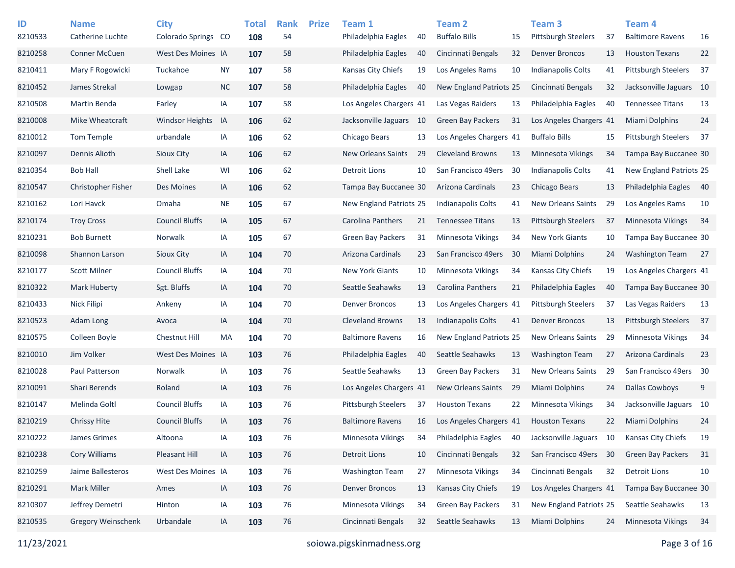| ID | Name | City | | Total | Rank | Prize | Team 1 | | Team 2 | | Team 3 | | Team 4 | |
|---|---|---|---|---|---|---|---|---|---|---|---|---|---|---|
| 8210533 | Catherine Luchte | Colorado Springs | CO | **108** | 54 | | Philadelphia Eagles | 40 | Buffalo Bills | 15 | Pittsburgh Steelers | 37 | Baltimore Ravens | 16 |
| 8210258 | Conner McCuen | West Des Moines | IA | **107** | 58 | | Philadelphia Eagles | 40 | Cincinnati Bengals | 32 | Denver Broncos | 13 | Houston Texans | 22 |
| 8210411 | Mary F Rogowicki | Tuckahoe | NY | **107** | 58 | | Kansas City Chiefs | 19 | Los Angeles Rams | 10 | Indianapolis Colts | 41 | Pittsburgh Steelers | 37 |
| 8210452 | James Strekal | Lowgap | NC | **107** | 58 | | Philadelphia Eagles | 40 | New England Patriots | 25 | Cincinnati Bengals | 32 | Jacksonville Jaguars | 10 |
| 8210508 | Martin Benda | Farley | IA | **107** | 58 | | Los Angeles Chargers | 41 | Las Vegas Raiders | 13 | Philadelphia Eagles | 40 | Tennessee Titans | 13 |
| 8210008 | Mike Wheatcraft | Windsor Heights | IA | **106** | 62 | | Jacksonville Jaguars | 10 | Green Bay Packers | 31 | Los Angeles Chargers | 41 | Miami Dolphins | 24 |
| 8210012 | Tom Temple | urbandale | IA | **106** | 62 | | Chicago Bears | 13 | Los Angeles Chargers | 41 | Buffalo Bills | 15 | Pittsburgh Steelers | 37 |
| 8210097 | Dennis Alioth | Sioux City | IA | **106** | 62 | | New Orleans Saints | 29 | Cleveland Browns | 13 | Minnesota Vikings | 34 | Tampa Bay Buccanee | 30 |
| 8210354 | Bob Hall | Shell Lake | WI | **106** | 62 | | Detroit Lions | 10 | San Francisco 49ers | 30 | Indianapolis Colts | 41 | New England Patriots | 25 |
| 8210547 | Christopher Fisher | Des Moines | IA | **106** | 62 | | Tampa Bay Buccanee | 30 | Arizona Cardinals | 23 | Chicago Bears | 13 | Philadelphia Eagles | 40 |
| 8210162 | Lori Havck | Omaha | NE | **105** | 67 | | New England Patriots | 25 | Indianapolis Colts | 41 | New Orleans Saints | 29 | Los Angeles Rams | 10 |
| 8210174 | Troy Cross | Council Bluffs | IA | **105** | 67 | | Carolina Panthers | 21 | Tennessee Titans | 13 | Pittsburgh Steelers | 37 | Minnesota Vikings | 34 |
| 8210231 | Bob Burnett | Norwalk | IA | **105** | 67 | | Green Bay Packers | 31 | Minnesota Vikings | 34 | New York Giants | 10 | Tampa Bay Buccanee | 30 |
| 8210098 | Shannon Larson | Sioux City | IA | **104** | 70 | | Arizona Cardinals | 23 | San Francisco 49ers | 30 | Miami Dolphins | 24 | Washington Team | 27 |
| 8210177 | Scott Milner | Council Bluffs | IA | **104** | 70 | | New York Giants | 10 | Minnesota Vikings | 34 | Kansas City Chiefs | 19 | Los Angeles Chargers | 41 |
| 8210322 | Mark Huberty | Sgt. Bluffs | IA | **104** | 70 | | Seattle Seahawks | 13 | Carolina Panthers | 21 | Philadelphia Eagles | 40 | Tampa Bay Buccanee | 30 |
| 8210433 | Nick Filipi | Ankeny | IA | **104** | 70 | | Denver Broncos | 13 | Los Angeles Chargers | 41 | Pittsburgh Steelers | 37 | Las Vegas Raiders | 13 |
| 8210523 | Adam Long | Avoca | IA | **104** | 70 | | Cleveland Browns | 13 | Indianapolis Colts | 41 | Denver Broncos | 13 | Pittsburgh Steelers | 37 |
| 8210575 | Colleen Boyle | Chestnut Hill | MA | **104** | 70 | | Baltimore Ravens | 16 | New England Patriots | 25 | New Orleans Saints | 29 | Minnesota Vikings | 34 |
| 8210010 | Jim Volker | West Des Moines | IA | **103** | 76 | | Philadelphia Eagles | 40 | Seattle Seahawks | 13 | Washington Team | 27 | Arizona Cardinals | 23 |
| 8210028 | Paul Patterson | Norwalk | IA | **103** | 76 | | Seattle Seahawks | 13 | Green Bay Packers | 31 | New Orleans Saints | 29 | San Francisco 49ers | 30 |
| 8210091 | Shari Berends | Roland | IA | **103** | 76 | | Los Angeles Chargers | 41 | New Orleans Saints | 29 | Miami Dolphins | 24 | Dallas Cowboys | 9 |
| 8210147 | Melinda Goltl | Council Bluffs | IA | **103** | 76 | | Pittsburgh Steelers | 37 | Houston Texans | 22 | Minnesota Vikings | 34 | Jacksonville Jaguars | 10 |
| 8210219 | Chrissy Hite | Council Bluffs | IA | **103** | 76 | | Baltimore Ravens | 16 | Los Angeles Chargers | 41 | Houston Texans | 22 | Miami Dolphins | 24 |
| 8210222 | James Grimes | Altoona | IA | **103** | 76 | | Minnesota Vikings | 34 | Philadelphia Eagles | 40 | Jacksonville Jaguars | 10 | Kansas City Chiefs | 19 |
| 8210238 | Cory Williams | Pleasant Hill | IA | **103** | 76 | | Detroit Lions | 10 | Cincinnati Bengals | 32 | San Francisco 49ers | 30 | Green Bay Packers | 31 |
| 8210259 | Jaime Ballesteros | West Des Moines | IA | **103** | 76 | | Washington Team | 27 | Minnesota Vikings | 34 | Cincinnati Bengals | 32 | Detroit Lions | 10 |
| 8210291 | Mark Miller | Ames | IA | **103** | 76 | | Denver Broncos | 13 | Kansas City Chiefs | 19 | Los Angeles Chargers | 41 | Tampa Bay Buccanee | 30 |
| 8210307 | Jeffrey Demetri | Hinton | IA | **103** | 76 | | Minnesota Vikings | 34 | Green Bay Packers | 31 | New England Patriots | 25 | Seattle Seahawks | 13 |
| 8210535 | Gregory Weinschenk | Urbandale | IA | **103** | 76 | | Cincinnati Bengals | 32 | Seattle Seahawks | 13 | Miami Dolphins | 24 | Minnesota Vikings | 34 |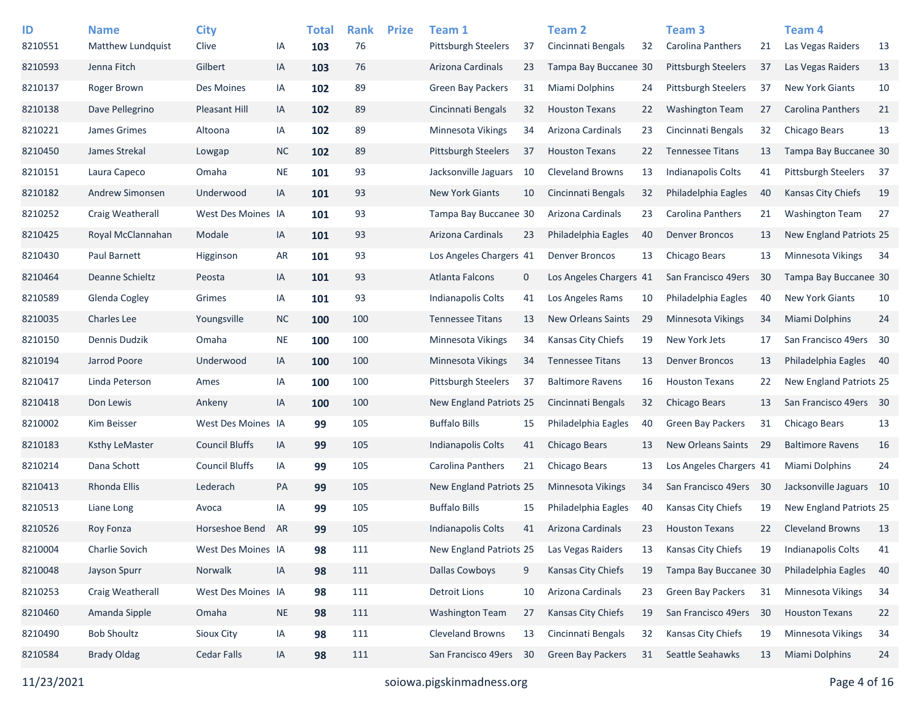| ID | Name | City | | Total | Rank | Prize | Team 1 | | Team 2 | | Team 3 | | Team 4 | |
|---|---|---|---|---|---|---|---|---|---|---|---|---|---|---|
| 8210551 | Matthew Lundquist | Clive | IA | **103** | 76 | | Pittsburgh Steelers | 37 | Cincinnati Bengals | 32 | Carolina Panthers | 21 | Las Vegas Raiders | 13 |
| 8210593 | Jenna Fitch | Gilbert | IA | **103** | 76 | | Arizona Cardinals | 23 | Tampa Bay Buccanee | 30 | Pittsburgh Steelers | 37 | Las Vegas Raiders | 13 |
| 8210137 | Roger Brown | Des Moines | IA | **102** | 89 | | Green Bay Packers | 31 | Miami Dolphins | 24 | Pittsburgh Steelers | 37 | New York Giants | 10 |
| 8210138 | Dave Pellegrino | Pleasant Hill | IA | **102** | 89 | | Cincinnati Bengals | 32 | Houston Texans | 22 | Washington Team | 27 | Carolina Panthers | 21 |
| 8210221 | James Grimes | Altoona | IA | **102** | 89 | | Minnesota Vikings | 34 | Arizona Cardinals | 23 | Cincinnati Bengals | 32 | Chicago Bears | 13 |
| 8210450 | James Strekal | Lowgap | NC | **102** | 89 | | Pittsburgh Steelers | 37 | Houston Texans | 22 | Tennessee Titans | 13 | Tampa Bay Buccanee | 30 |
| 8210151 | Laura Capeco | Omaha | NE | **101** | 93 | | Jacksonville Jaguars | 10 | Cleveland Browns | 13 | Indianapolis Colts | 41 | Pittsburgh Steelers | 37 |
| 8210182 | Andrew Simonsen | Underwood | IA | **101** | 93 | | New York Giants | 10 | Cincinnati Bengals | 32 | Philadelphia Eagles | 40 | Kansas City Chiefs | 19 |
| 8210252 | Craig Weatherall | West Des Moines | IA | **101** | 93 | | Tampa Bay Buccanee | 30 | Arizona Cardinals | 23 | Carolina Panthers | 21 | Washington Team | 27 |
| 8210425 | Royal McClannahan | Modale | IA | **101** | 93 | | Arizona Cardinals | 23 | Philadelphia Eagles | 40 | Denver Broncos | 13 | New England Patriots | 25 |
| 8210430 | Paul Barnett | Higginson | AR | **101** | 93 | | Los Angeles Chargers | 41 | Denver Broncos | 13 | Chicago Bears | 13 | Minnesota Vikings | 34 |
| 8210464 | Deanne Schieltz | Peosta | IA | **101** | 93 | | Atlanta Falcons | 0 | Los Angeles Chargers | 41 | San Francisco 49ers | 30 | Tampa Bay Buccanee | 30 |
| 8210589 | Glenda Cogley | Grimes | IA | **101** | 93 | | Indianapolis Colts | 41 | Los Angeles Rams | 10 | Philadelphia Eagles | 40 | New York Giants | 10 |
| 8210035 | Charles Lee | Youngsville | NC | **100** | 100 | | Tennessee Titans | 13 | New Orleans Saints | 29 | Minnesota Vikings | 34 | Miami Dolphins | 24 |
| 8210150 | Dennis Dudzik | Omaha | NE | **100** | 100 | | Minnesota Vikings | 34 | Kansas City Chiefs | 19 | New York Jets | 17 | San Francisco 49ers | 30 |
| 8210194 | Jarrod Poore | Underwood | IA | **100** | 100 | | Minnesota Vikings | 34 | Tennessee Titans | 13 | Denver Broncos | 13 | Philadelphia Eagles | 40 |
| 8210417 | Linda Peterson | Ames | IA | **100** | 100 | | Pittsburgh Steelers | 37 | Baltimore Ravens | 16 | Houston Texans | 22 | New England Patriots | 25 |
| 8210418 | Don Lewis | Ankeny | IA | **100** | 100 | | New England Patriots | 25 | Cincinnati Bengals | 32 | Chicago Bears | 13 | San Francisco 49ers | 30 |
| 8210002 | Kim Beisser | West Des Moines | IA | **99** | 105 | | Buffalo Bills | 15 | Philadelphia Eagles | 40 | Green Bay Packers | 31 | Chicago Bears | 13 |
| 8210183 | Ksthy LeMaster | Council Bluffs | IA | **99** | 105 | | Indianapolis Colts | 41 | Chicago Bears | 13 | New Orleans Saints | 29 | Baltimore Ravens | 16 |
| 8210214 | Dana Schott | Council Bluffs | IA | **99** | 105 | | Carolina Panthers | 21 | Chicago Bears | 13 | Los Angeles Chargers | 41 | Miami Dolphins | 24 |
| 8210413 | Rhonda Ellis | Lederach | PA | **99** | 105 | | New England Patriots | 25 | Minnesota Vikings | 34 | San Francisco 49ers | 30 | Jacksonville Jaguars | 10 |
| 8210513 | Liane Long | Avoca | IA | **99** | 105 | | Buffalo Bills | 15 | Philadelphia Eagles | 40 | Kansas City Chiefs | 19 | New England Patriots | 25 |
| 8210526 | Roy Fonza | Horseshoe Bend | AR | **99** | 105 | | Indianapolis Colts | 41 | Arizona Cardinals | 23 | Houston Texans | 22 | Cleveland Browns | 13 |
| 8210004 | Charlie Sovich | West Des Moines | IA | **98** | 111 | | New England Patriots | 25 | Las Vegas Raiders | 13 | Kansas City Chiefs | 19 | Indianapolis Colts | 41 |
| 8210048 | Jayson Spurr | Norwalk | IA | **98** | 111 | | Dallas Cowboys | 9 | Kansas City Chiefs | 19 | Tampa Bay Buccanee | 30 | Philadelphia Eagles | 40 |
| 8210253 | Craig Weatherall | West Des Moines | IA | **98** | 111 | | Detroit Lions | 10 | Arizona Cardinals | 23 | Green Bay Packers | 31 | Minnesota Vikings | 34 |
| 8210460 | Amanda Sipple | Omaha | NE | **98** | 111 | | Washington Team | 27 | Kansas City Chiefs | 19 | San Francisco 49ers | 30 | Houston Texans | 22 |
| 8210490 | Bob Shoultz | Sioux City | IA | **98** | 111 | | Cleveland Browns | 13 | Cincinnati Bengals | 32 | Kansas City Chiefs | 19 | Minnesota Vikings | 34 |
| 8210584 | Brady Oldag | Cedar Falls | IA | **98** | 111 | | San Francisco 49ers | 30 | Green Bay Packers | 31 | Seattle Seahawks | 13 | Miami Dolphins | 24 |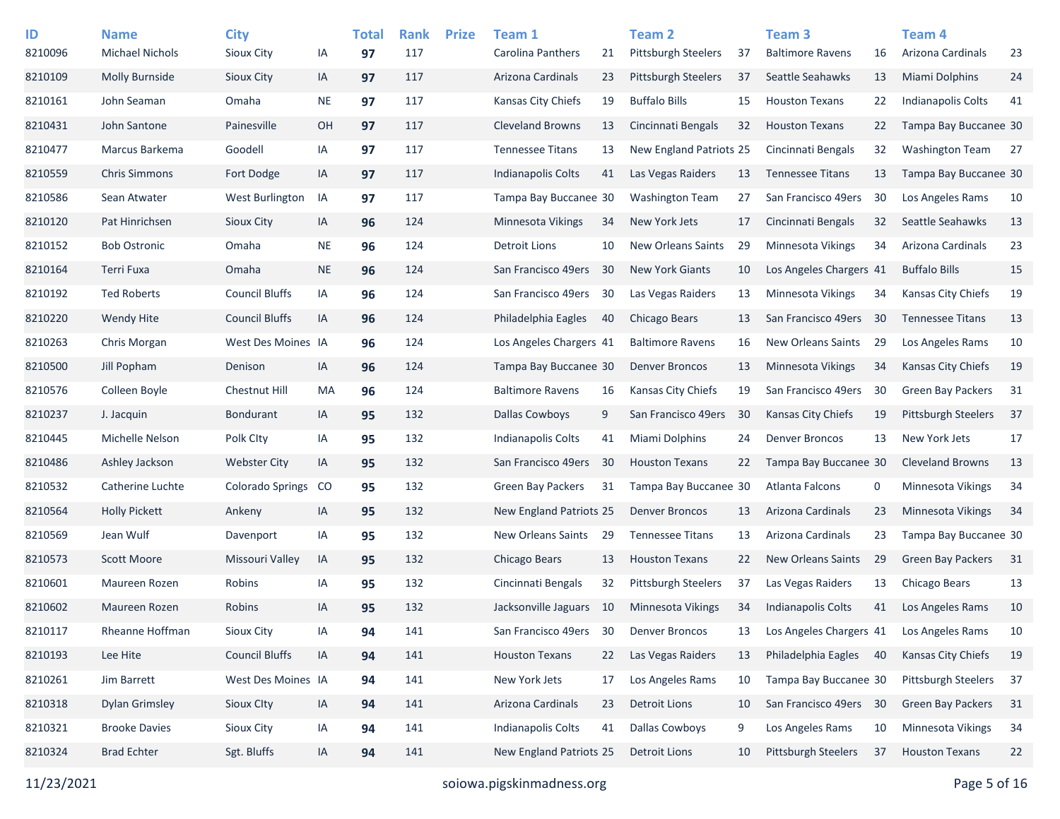| ID | Name | City | | Total | Rank | Prize | Team 1 | | Team 2 | | Team 3 | | Team 4 | |
|---|---|---|---|---|---|---|---|---|---|---|---|---|---|---|
| 8210096 | Michael Nichols | Sioux City | IA | **97** | 117 | | Carolina Panthers | 21 | Pittsburgh Steelers | 37 | Baltimore Ravens | 16 | Arizona Cardinals | 23 |
| 8210109 | Molly Burnside | Sioux City | IA | **97** | 117 | | Arizona Cardinals | 23 | Pittsburgh Steelers | 37 | Seattle Seahawks | 13 | Miami Dolphins | 24 |
| 8210161 | John Seaman | Omaha | NE | **97** | 117 | | Kansas City Chiefs | 19 | Buffalo Bills | 15 | Houston Texans | 22 | Indianapolis Colts | 41 |
| 8210431 | John Santone | Painesville | OH | **97** | 117 | | Cleveland Browns | 13 | Cincinnati Bengals | 32 | Houston Texans | 22 | Tampa Bay Buccanee | 30 |
| 8210477 | Marcus Barkema | Goodell | IA | **97** | 117 | | Tennessee Titans | 13 | New England Patriots | 25 | Cincinnati Bengals | 32 | Washington Team | 27 |
| 8210559 | Chris Simmons | Fort Dodge | IA | **97** | 117 | | Indianapolis Colts | 41 | Las Vegas Raiders | 13 | Tennessee Titans | 13 | Tampa Bay Buccanee | 30 |
| 8210586 | Sean Atwater | West Burlington | IA | **97** | 117 | | Tampa Bay Buccanee | 30 | Washington Team | 27 | San Francisco 49ers | 30 | Los Angeles Rams | 10 |
| 8210120 | Pat Hinrichsen | Sioux City | IA | **96** | 124 | | Minnesota Vikings | 34 | New York Jets | 17 | Cincinnati Bengals | 32 | Seattle Seahawks | 13 |
| 8210152 | Bob Ostronic | Omaha | NE | **96** | 124 | | Detroit Lions | 10 | New Orleans Saints | 29 | Minnesota Vikings | 34 | Arizona Cardinals | 23 |
| 8210164 | Terri Fuxa | Omaha | NE | **96** | 124 | | San Francisco 49ers | 30 | New York Giants | 10 | Los Angeles Chargers | 41 | Buffalo Bills | 15 |
| 8210192 | Ted Roberts | Council Bluffs | IA | **96** | 124 | | San Francisco 49ers | 30 | Las Vegas Raiders | 13 | Minnesota Vikings | 34 | Kansas City Chiefs | 19 |
| 8210220 | Wendy Hite | Council Bluffs | IA | **96** | 124 | | Philadelphia Eagles | 40 | Chicago Bears | 13 | San Francisco 49ers | 30 | Tennessee Titans | 13 |
| 8210263 | Chris Morgan | West Des Moines | IA | **96** | 124 | | Los Angeles Chargers | 41 | Baltimore Ravens | 16 | New Orleans Saints | 29 | Los Angeles Rams | 10 |
| 8210500 | Jill Popham | Denison | IA | **96** | 124 | | Tampa Bay Buccanee | 30 | Denver Broncos | 13 | Minnesota Vikings | 34 | Kansas City Chiefs | 19 |
| 8210576 | Colleen Boyle | Chestnut Hill | MA | **96** | 124 | | Baltimore Ravens | 16 | Kansas City Chiefs | 19 | San Francisco 49ers | 30 | Green Bay Packers | 31 |
| 8210237 | J. Jacquin | Bondurant | IA | **95** | 132 | | Dallas Cowboys | 9 | San Francisco 49ers | 30 | Kansas City Chiefs | 19 | Pittsburgh Steelers | 37 |
| 8210445 | Michelle Nelson | Polk CIty | IA | **95** | 132 | | Indianapolis Colts | 41 | Miami Dolphins | 24 | Denver Broncos | 13 | New York Jets | 17 |
| 8210486 | Ashley Jackson | Webster City | IA | **95** | 132 | | San Francisco 49ers | 30 | Houston Texans | 22 | Tampa Bay Buccanee | 30 | Cleveland Browns | 13 |
| 8210532 | Catherine Luchte | Colorado Springs | CO | **95** | 132 | | Green Bay Packers | 31 | Tampa Bay Buccanee | 30 | Atlanta Falcons | 0 | Minnesota Vikings | 34 |
| 8210564 | Holly Pickett | Ankeny | IA | **95** | 132 | | New England Patriots | 25 | Denver Broncos | 13 | Arizona Cardinals | 23 | Minnesota Vikings | 34 |
| 8210569 | Jean Wulf | Davenport | IA | **95** | 132 | | New Orleans Saints | 29 | Tennessee Titans | 13 | Arizona Cardinals | 23 | Tampa Bay Buccanee | 30 |
| 8210573 | Scott Moore | Missouri Valley | IA | **95** | 132 | | Chicago Bears | 13 | Houston Texans | 22 | New Orleans Saints | 29 | Green Bay Packers | 31 |
| 8210601 | Maureen Rozen | Robins | IA | **95** | 132 | | Cincinnati Bengals | 32 | Pittsburgh Steelers | 37 | Las Vegas Raiders | 13 | Chicago Bears | 13 |
| 8210602 | Maureen Rozen | Robins | IA | **95** | 132 | | Jacksonville Jaguars | 10 | Minnesota Vikings | 34 | Indianapolis Colts | 41 | Los Angeles Rams | 10 |
| 8210117 | Rheanne Hoffman | Sioux City | IA | **94** | 141 | | San Francisco 49ers | 30 | Denver Broncos | 13 | Los Angeles Chargers | 41 | Los Angeles Rams | 10 |
| 8210193 | Lee Hite | Council Bluffs | IA | **94** | 141 | | Houston Texans | 22 | Las Vegas Raiders | 13 | Philadelphia Eagles | 40 | Kansas City Chiefs | 19 |
| 8210261 | Jim Barrett | West Des Moines | IA | **94** | 141 | | New York Jets | 17 | Los Angeles Rams | 10 | Tampa Bay Buccanee | 30 | Pittsburgh Steelers | 37 |
| 8210318 | Dylan Grimsley | Sioux CIty | IA | **94** | 141 | | Arizona Cardinals | 23 | Detroit Lions | 10 | San Francisco 49ers | 30 | Green Bay Packers | 31 |
| 8210321 | Brooke Davies | Sioux City | IA | **94** | 141 | | Indianapolis Colts | 41 | Dallas Cowboys | 9 | Los Angeles Rams | 10 | Minnesota Vikings | 34 |
| 8210324 | Brad Echter | Sgt. Bluffs | IA | **94** | 141 | | New England Patriots | 25 | Detroit Lions | 10 | Pittsburgh Steelers | 37 | Houston Texans | 22 |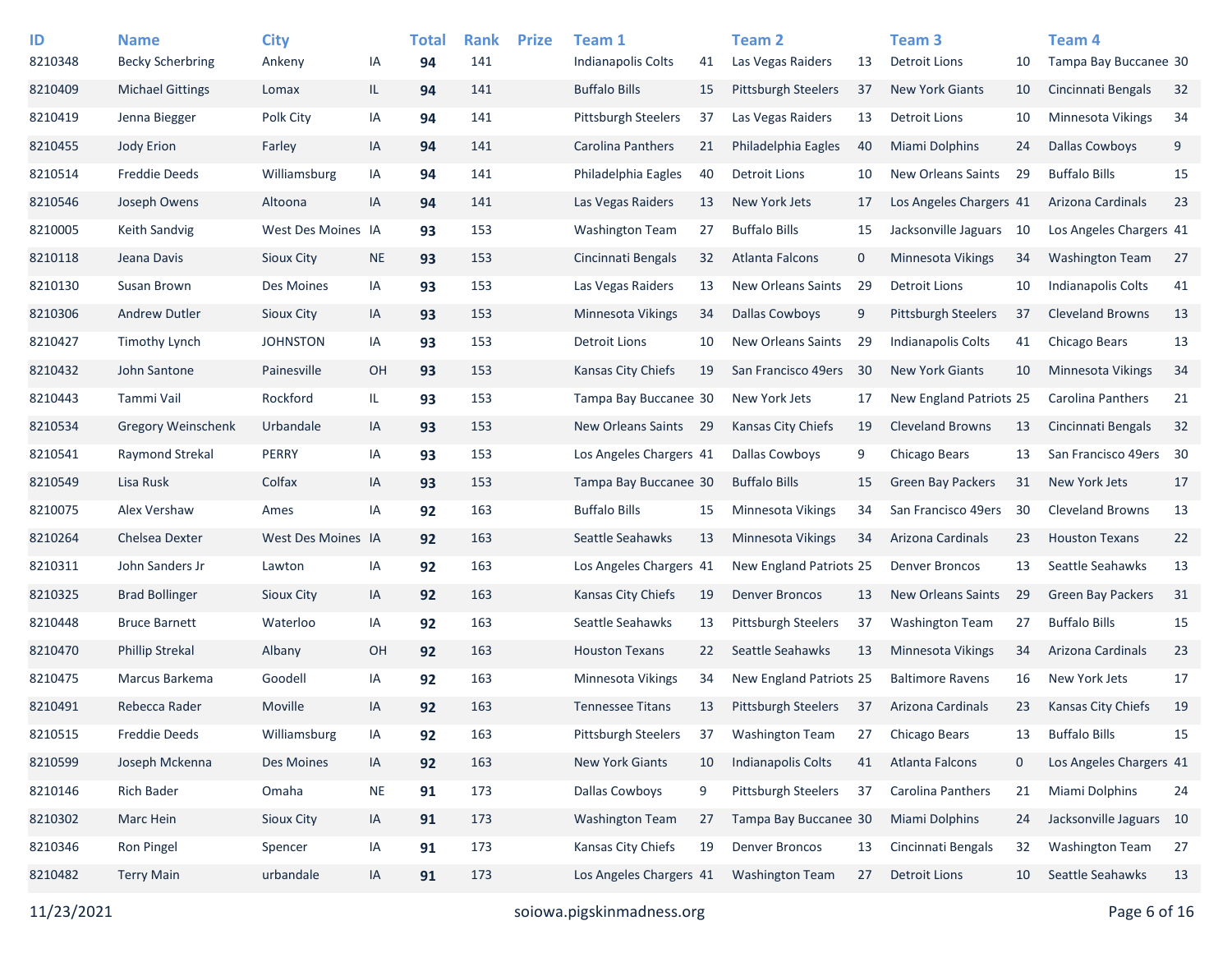| ID | Name | City | | Total | Rank | Prize | Team 1 | | Team 2 | | Team 3 | | Team 4 | |
|---|---|---|---|---|---|---|---|---|---|---|---|---|---|---|
| 8210348 | Becky Scherbring | Ankeny | IA | **94** | 141 | | Indianapolis Colts | 41 | Las Vegas Raiders | 13 | Detroit Lions | 10 | Tampa Bay Buccanee | 30 |
| 8210409 | Michael Gittings | Lomax | IL | **94** | 141 | | Buffalo Bills | 15 | Pittsburgh Steelers | 37 | New York Giants | 10 | Cincinnati Bengals | 32 |
| 8210419 | Jenna Biegger | Polk City | IA | **94** | 141 | | Pittsburgh Steelers | 37 | Las Vegas Raiders | 13 | Detroit Lions | 10 | Minnesota Vikings | 34 |
| 8210455 | Jody Erion | Farley | IA | **94** | 141 | | Carolina Panthers | 21 | Philadelphia Eagles | 40 | Miami Dolphins | 24 | Dallas Cowboys | 9 |
| 8210514 | Freddie Deeds | Williamsburg | IA | **94** | 141 | | Philadelphia Eagles | 40 | Detroit Lions | 10 | New Orleans Saints | 29 | Buffalo Bills | 15 |
| 8210546 | Joseph Owens | Altoona | IA | **94** | 141 | | Las Vegas Raiders | 13 | New York Jets | 17 | Los Angeles Chargers | 41 | Arizona Cardinals | 23 |
| 8210005 | Keith Sandvig | West Des Moines | IA | **93** | 153 | | Washington Team | 27 | Buffalo Bills | 15 | Jacksonville Jaguars | 10 | Los Angeles Chargers | 41 |
| 8210118 | Jeana Davis | Sioux City | NE | **93** | 153 | | Cincinnati Bengals | 32 | Atlanta Falcons | 0 | Minnesota Vikings | 34 | Washington Team | 27 |
| 8210130 | Susan Brown | Des Moines | IA | **93** | 153 | | Las Vegas Raiders | 13 | New Orleans Saints | 29 | Detroit Lions | 10 | Indianapolis Colts | 41 |
| 8210306 | Andrew Dutler | Sioux City | IA | **93** | 153 | | Minnesota Vikings | 34 | Dallas Cowboys | 9 | Pittsburgh Steelers | 37 | Cleveland Browns | 13 |
| 8210427 | Timothy Lynch | JOHNSTON | IA | **93** | 153 | | Detroit Lions | 10 | New Orleans Saints | 29 | Indianapolis Colts | 41 | Chicago Bears | 13 |
| 8210432 | John Santone | Painesville | OH | **93** | 153 | | Kansas City Chiefs | 19 | San Francisco 49ers | 30 | New York Giants | 10 | Minnesota Vikings | 34 |
| 8210443 | Tammi Vail | Rockford | IL | **93** | 153 | | Tampa Bay Buccanee | 30 | New York Jets | 17 | New England Patriots | 25 | Carolina Panthers | 21 |
| 8210534 | Gregory Weinschenk | Urbandale | IA | **93** | 153 | | New Orleans Saints | 29 | Kansas City Chiefs | 19 | Cleveland Browns | 13 | Cincinnati Bengals | 32 |
| 8210541 | Raymond Strekal | PERRY | IA | **93** | 153 | | Los Angeles Chargers | 41 | Dallas Cowboys | 9 | Chicago Bears | 13 | San Francisco 49ers | 30 |
| 8210549 | Lisa Rusk | Colfax | IA | **93** | 153 | | Tampa Bay Buccanee | 30 | Buffalo Bills | 15 | Green Bay Packers | 31 | New York Jets | 17 |
| 8210075 | Alex Vershaw | Ames | IA | **92** | 163 | | Buffalo Bills | 15 | Minnesota Vikings | 34 | San Francisco 49ers | 30 | Cleveland Browns | 13 |
| 8210264 | Chelsea Dexter | West Des Moines | IA | **92** | 163 | | Seattle Seahawks | 13 | Minnesota Vikings | 34 | Arizona Cardinals | 23 | Houston Texans | 22 |
| 8210311 | John Sanders Jr | Lawton | IA | **92** | 163 | | Los Angeles Chargers | 41 | New England Patriots | 25 | Denver Broncos | 13 | Seattle Seahawks | 13 |
| 8210325 | Brad Bollinger | Sioux City | IA | **92** | 163 | | Kansas City Chiefs | 19 | Denver Broncos | 13 | New Orleans Saints | 29 | Green Bay Packers | 31 |
| 8210448 | Bruce Barnett | Waterloo | IA | **92** | 163 | | Seattle Seahawks | 13 | Pittsburgh Steelers | 37 | Washington Team | 27 | Buffalo Bills | 15 |
| 8210470 | Phillip Strekal | Albany | OH | **92** | 163 | | Houston Texans | 22 | Seattle Seahawks | 13 | Minnesota Vikings | 34 | Arizona Cardinals | 23 |
| 8210475 | Marcus Barkema | Goodell | IA | **92** | 163 | | Minnesota Vikings | 34 | New England Patriots | 25 | Baltimore Ravens | 16 | New York Jets | 17 |
| 8210491 | Rebecca Rader | Moville | IA | **92** | 163 | | Tennessee Titans | 13 | Pittsburgh Steelers | 37 | Arizona Cardinals | 23 | Kansas City Chiefs | 19 |
| 8210515 | Freddie Deeds | Williamsburg | IA | **92** | 163 | | Pittsburgh Steelers | 37 | Washington Team | 27 | Chicago Bears | 13 | Buffalo Bills | 15 |
| 8210599 | Joseph Mckenna | Des Moines | IA | **92** | 163 | | New York Giants | 10 | Indianapolis Colts | 41 | Atlanta Falcons | 0 | Los Angeles Chargers | 41 |
| 8210146 | Rich Bader | Omaha | NE | **91** | 173 | | Dallas Cowboys | 9 | Pittsburgh Steelers | 37 | Carolina Panthers | 21 | Miami Dolphins | 24 |
| 8210302 | Marc Hein | Sioux City | IA | **91** | 173 | | Washington Team | 27 | Tampa Bay Buccanee | 30 | Miami Dolphins | 24 | Jacksonville Jaguars | 10 |
| 8210346 | Ron Pingel | Spencer | IA | **91** | 173 | | Kansas City Chiefs | 19 | Denver Broncos | 13 | Cincinnati Bengals | 32 | Washington Team | 27 |
| 8210482 | Terry Main | urbandale | IA | **91** | 173 | | Los Angeles Chargers | 41 | Washington Team | 27 | Detroit Lions | 10 | Seattle Seahawks | 13 |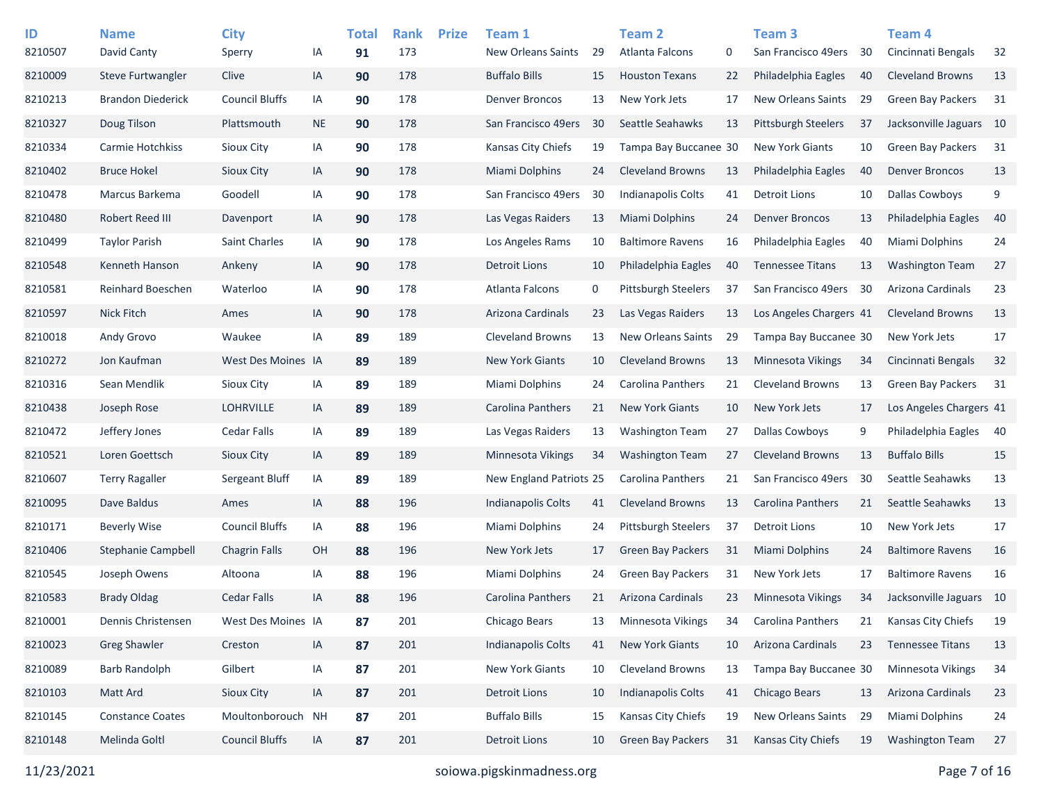| ID | Name | City | | Total | Rank | Prize | Team 1 | | Team 2 | | Team 3 | | Team 4 | |
|---|---|---|---|---|---|---|---|---|---|---|---|---|---|---|
| 8210507 | David Canty | Sperry | IA | **91** | 173 | | New Orleans Saints | 29 | Atlanta Falcons | 0 | San Francisco 49ers | 30 | Cincinnati Bengals | 32 |
| 8210009 | Steve Furtwangler | Clive | IA | **90** | 178 | | Buffalo Bills | 15 | Houston Texans | 22 | Philadelphia Eagles | 40 | Cleveland Browns | 13 |
| 8210213 | Brandon Diederick | Council Bluffs | IA | **90** | 178 | | Denver Broncos | 13 | New York Jets | 17 | New Orleans Saints | 29 | Green Bay Packers | 31 |
| 8210327 | Doug Tilson | Plattsmouth | NE | **90** | 178 | | San Francisco 49ers | 30 | Seattle Seahawks | 13 | Pittsburgh Steelers | 37 | Jacksonville Jaguars | 10 |
| 8210334 | Carmie Hotchkiss | Sioux City | IA | **90** | 178 | | Kansas City Chiefs | 19 | Tampa Bay Buccanee | 30 | New York Giants | 10 | Green Bay Packers | 31 |
| 8210402 | Bruce Hokel | Sioux City | IA | **90** | 178 | | Miami Dolphins | 24 | Cleveland Browns | 13 | Philadelphia Eagles | 40 | Denver Broncos | 13 |
| 8210478 | Marcus Barkema | Goodell | IA | **90** | 178 | | San Francisco 49ers | 30 | Indianapolis Colts | 41 | Detroit Lions | 10 | Dallas Cowboys | 9 |
| 8210480 | Robert Reed III | Davenport | IA | **90** | 178 | | Las Vegas Raiders | 13 | Miami Dolphins | 24 | Denver Broncos | 13 | Philadelphia Eagles | 40 |
| 8210499 | Taylor Parish | Saint Charles | IA | **90** | 178 | | Los Angeles Rams | 10 | Baltimore Ravens | 16 | Philadelphia Eagles | 40 | Miami Dolphins | 24 |
| 8210548 | Kenneth Hanson | Ankeny | IA | **90** | 178 | | Detroit Lions | 10 | Philadelphia Eagles | 40 | Tennessee Titans | 13 | Washington Team | 27 |
| 8210581 | Reinhard Boeschen | Waterloo | IA | **90** | 178 | | Atlanta Falcons | 0 | Pittsburgh Steelers | 37 | San Francisco 49ers | 30 | Arizona Cardinals | 23 |
| 8210597 | Nick Fitch | Ames | IA | **90** | 178 | | Arizona Cardinals | 23 | Las Vegas Raiders | 13 | Los Angeles Chargers | 41 | Cleveland Browns | 13 |
| 8210018 | Andy Grovo | Waukee | IA | **89** | 189 | | Cleveland Browns | 13 | New Orleans Saints | 29 | Tampa Bay Buccanee | 30 | New York Jets | 17 |
| 8210272 | Jon Kaufman | West Des Moines | IA | **89** | 189 | | New York Giants | 10 | Cleveland Browns | 13 | Minnesota Vikings | 34 | Cincinnati Bengals | 32 |
| 8210316 | Sean Mendlik | Sioux City | IA | **89** | 189 | | Miami Dolphins | 24 | Carolina Panthers | 21 | Cleveland Browns | 13 | Green Bay Packers | 31 |
| 8210438 | Joseph Rose | LOHRVILLE | IA | **89** | 189 | | Carolina Panthers | 21 | New York Giants | 10 | New York Jets | 17 | Los Angeles Chargers | 41 |
| 8210472 | Jeffery Jones | Cedar Falls | IA | **89** | 189 | | Las Vegas Raiders | 13 | Washington Team | 27 | Dallas Cowboys | 9 | Philadelphia Eagles | 40 |
| 8210521 | Loren Goettsch | Sioux City | IA | **89** | 189 | | Minnesota Vikings | 34 | Washington Team | 27 | Cleveland Browns | 13 | Buffalo Bills | 15 |
| 8210607 | Terry Ragaller | Sergeant Bluff | IA | **89** | 189 | | New England Patriots | 25 | Carolina Panthers | 21 | San Francisco 49ers | 30 | Seattle Seahawks | 13 |
| 8210095 | Dave Baldus | Ames | IA | **88** | 196 | | Indianapolis Colts | 41 | Cleveland Browns | 13 | Carolina Panthers | 21 | Seattle Seahawks | 13 |
| 8210171 | Beverly Wise | Council Bluffs | IA | **88** | 196 | | Miami Dolphins | 24 | Pittsburgh Steelers | 37 | Detroit Lions | 10 | New York Jets | 17 |
| 8210406 | Stephanie Campbell | Chagrin Falls | OH | **88** | 196 | | New York Jets | 17 | Green Bay Packers | 31 | Miami Dolphins | 24 | Baltimore Ravens | 16 |
| 8210545 | Joseph Owens | Altoona | IA | **88** | 196 | | Miami Dolphins | 24 | Green Bay Packers | 31 | New York Jets | 17 | Baltimore Ravens | 16 |
| 8210583 | Brady Oldag | Cedar Falls | IA | **88** | 196 | | Carolina Panthers | 21 | Arizona Cardinals | 23 | Minnesota Vikings | 34 | Jacksonville Jaguars | 10 |
| 8210001 | Dennis Christensen | West Des Moines | IA | **87** | 201 | | Chicago Bears | 13 | Minnesota Vikings | 34 | Carolina Panthers | 21 | Kansas City Chiefs | 19 |
| 8210023 | Greg Shawler | Creston | IA | **87** | 201 | | Indianapolis Colts | 41 | New York Giants | 10 | Arizona Cardinals | 23 | Tennessee Titans | 13 |
| 8210089 | Barb Randolph | Gilbert | IA | **87** | 201 | | New York Giants | 10 | Cleveland Browns | 13 | Tampa Bay Buccanee | 30 | Minnesota Vikings | 34 |
| 8210103 | Matt Ard | Sioux City | IA | **87** | 201 | | Detroit Lions | 10 | Indianapolis Colts | 41 | Chicago Bears | 13 | Arizona Cardinals | 23 |
| 8210145 | Constance Coates | Moultonborouch | NH | **87** | 201 | | Buffalo Bills | 15 | Kansas City Chiefs | 19 | New Orleans Saints | 29 | Miami Dolphins | 24 |
| 8210148 | Melinda Goltl | Council Bluffs | IA | **87** | 201 | | Detroit Lions | 10 | Green Bay Packers | 31 | Kansas City Chiefs | 19 | Washington Team | 27 |

11/23/2021 soiowa.pigskinmadness.org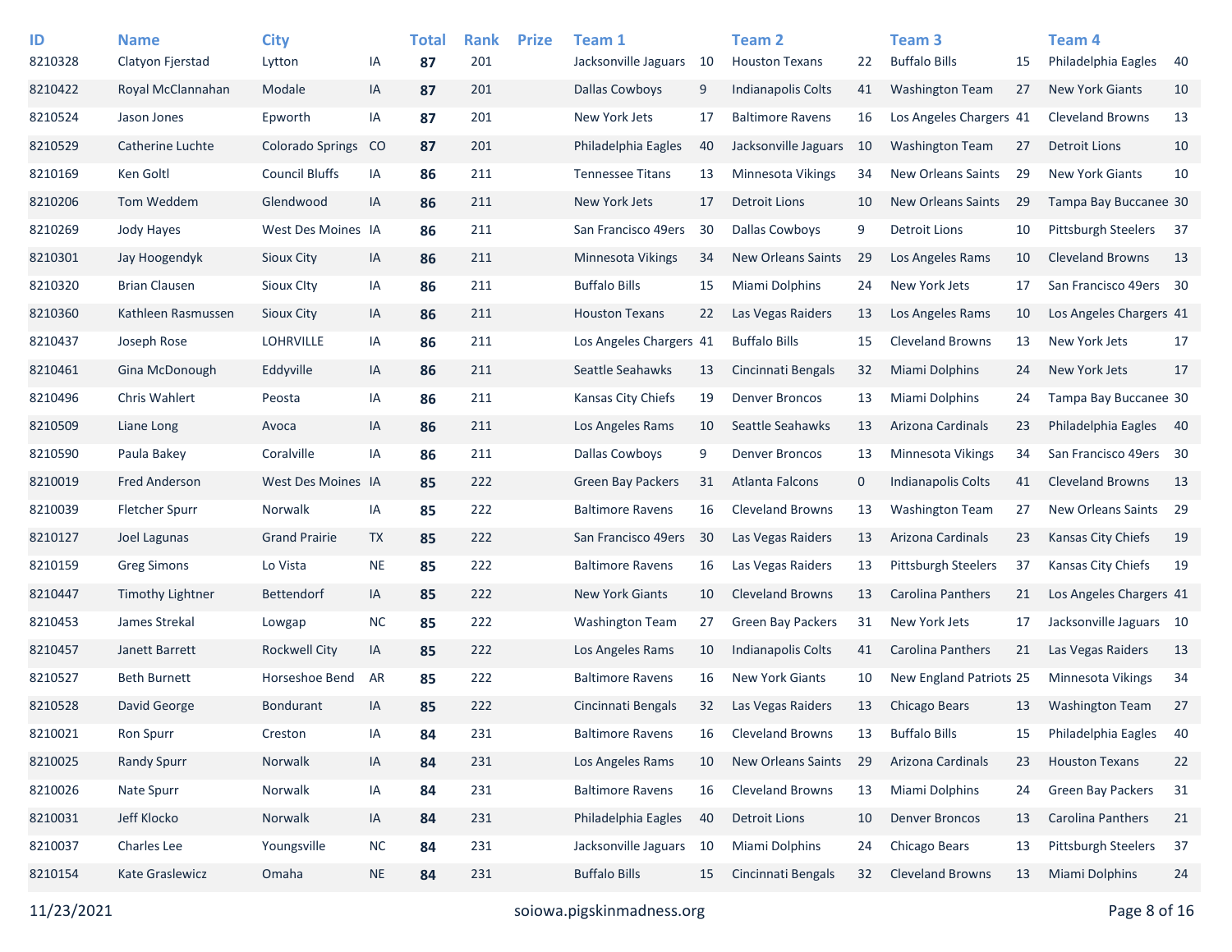| ID | Name | City | | Total | Rank | Prize | Team 1 | | Team 2 | | Team 3 | | Team 4 | |
|---|---|---|---|---|---|---|---|---|---|---|---|---|---|---|
| 8210328 | Clatyon Fjerstad | Lytton | IA | **87** | 201 | | Jacksonville Jaguars | 10 | Houston Texans | 22 | Buffalo Bills | 15 | Philadelphia Eagles | 40 |
| 8210422 | Royal McClannahan | Modale | IA | **87** | 201 | | Dallas Cowboys | 9 | Indianapolis Colts | 41 | Washington Team | 27 | New York Giants | 10 |
| 8210524 | Jason Jones | Epworth | IA | **87** | 201 | | New York Jets | 17 | Baltimore Ravens | 16 | Los Angeles Chargers | 41 | Cleveland Browns | 13 |
| 8210529 | Catherine Luchte | Colorado Springs | CO | **87** | 201 | | Philadelphia Eagles | 40 | Jacksonville Jaguars | 10 | Washington Team | 27 | Detroit Lions | 10 |
| 8210169 | Ken Goltl | Council Bluffs | IA | **86** | 211 | | Tennessee Titans | 13 | Minnesota Vikings | 34 | New Orleans Saints | 29 | New York Giants | 10 |
| 8210206 | Tom Weddem | Glendwood | IA | **86** | 211 | | New York Jets | 17 | Detroit Lions | 10 | New Orleans Saints | 29 | Tampa Bay Buccanee | 30 |
| 8210269 | Jody Hayes | West Des Moines | IA | **86** | 211 | | San Francisco 49ers | 30 | Dallas Cowboys | 9 | Detroit Lions | 10 | Pittsburgh Steelers | 37 |
| 8210301 | Jay Hoogendyk | Sioux City | IA | **86** | 211 | | Minnesota Vikings | 34 | New Orleans Saints | 29 | Los Angeles Rams | 10 | Cleveland Browns | 13 |
| 8210320 | Brian Clausen | Sioux CIty | IA | **86** | 211 | | Buffalo Bills | 15 | Miami Dolphins | 24 | New York Jets | 17 | San Francisco 49ers | 30 |
| 8210360 | Kathleen Rasmussen | Sioux City | IA | **86** | 211 | | Houston Texans | 22 | Las Vegas Raiders | 13 | Los Angeles Rams | 10 | Los Angeles Chargers | 41 |
| 8210437 | Joseph Rose | LOHRVILLE | IA | **86** | 211 | | Los Angeles Chargers | 41 | Buffalo Bills | 15 | Cleveland Browns | 13 | New York Jets | 17 |
| 8210461 | Gina McDonough | Eddyville | IA | **86** | 211 | | Seattle Seahawks | 13 | Cincinnati Bengals | 32 | Miami Dolphins | 24 | New York Jets | 17 |
| 8210496 | Chris Wahlert | Peosta | IA | **86** | 211 | | Kansas City Chiefs | 19 | Denver Broncos | 13 | Miami Dolphins | 24 | Tampa Bay Buccanee | 30 |
| 8210509 | Liane Long | Avoca | IA | **86** | 211 | | Los Angeles Rams | 10 | Seattle Seahawks | 13 | Arizona Cardinals | 23 | Philadelphia Eagles | 40 |
| 8210590 | Paula Bakey | Coralville | IA | **86** | 211 | | Dallas Cowboys | 9 | Denver Broncos | 13 | Minnesota Vikings | 34 | San Francisco 49ers | 30 |
| 8210019 | Fred Anderson | West Des Moines | IA | **85** | 222 | | Green Bay Packers | 31 | Atlanta Falcons | 0 | Indianapolis Colts | 41 | Cleveland Browns | 13 |
| 8210039 | Fletcher Spurr | Norwalk | IA | **85** | 222 | | Baltimore Ravens | 16 | Cleveland Browns | 13 | Washington Team | 27 | New Orleans Saints | 29 |
| 8210127 | Joel Lagunas | Grand Prairie | TX | **85** | 222 | | San Francisco 49ers | 30 | Las Vegas Raiders | 13 | Arizona Cardinals | 23 | Kansas City Chiefs | 19 |
| 8210159 | Greg Simons | Lo Vista | NE | **85** | 222 | | Baltimore Ravens | 16 | Las Vegas Raiders | 13 | Pittsburgh Steelers | 37 | Kansas City Chiefs | 19 |
| 8210447 | Timothy Lightner | Bettendorf | IA | **85** | 222 | | New York Giants | 10 | Cleveland Browns | 13 | Carolina Panthers | 21 | Los Angeles Chargers | 41 |
| 8210453 | James Strekal | Lowgap | NC | **85** | 222 | | Washington Team | 27 | Green Bay Packers | 31 | New York Jets | 17 | Jacksonville Jaguars | 10 |
| 8210457 | Janett Barrett | Rockwell City | IA | **85** | 222 | | Los Angeles Rams | 10 | Indianapolis Colts | 41 | Carolina Panthers | 21 | Las Vegas Raiders | 13 |
| 8210527 | Beth Burnett | Horseshoe Bend | AR | **85** | 222 | | Baltimore Ravens | 16 | New York Giants | 10 | New England Patriots | 25 | Minnesota Vikings | 34 |
| 8210528 | David George | Bondurant | IA | **85** | 222 | | Cincinnati Bengals | 32 | Las Vegas Raiders | 13 | Chicago Bears | 13 | Washington Team | 27 |
| 8210021 | Ron Spurr | Creston | IA | **84** | 231 | | Baltimore Ravens | 16 | Cleveland Browns | 13 | Buffalo Bills | 15 | Philadelphia Eagles | 40 |
| 8210025 | Randy Spurr | Norwalk | IA | **84** | 231 | | Los Angeles Rams | 10 | New Orleans Saints | 29 | Arizona Cardinals | 23 | Houston Texans | 22 |
| 8210026 | Nate Spurr | Norwalk | IA | **84** | 231 | | Baltimore Ravens | 16 | Cleveland Browns | 13 | Miami Dolphins | 24 | Green Bay Packers | 31 |
| 8210031 | Jeff Klocko | Norwalk | IA | **84** | 231 | | Philadelphia Eagles | 40 | Detroit Lions | 10 | Denver Broncos | 13 | Carolina Panthers | 21 |
| 8210037 | Charles Lee | Youngsville | NC | **84** | 231 | | Jacksonville Jaguars | 10 | Miami Dolphins | 24 | Chicago Bears | 13 | Pittsburgh Steelers | 37 |
| 8210154 | Kate Graslewicz | Omaha | NE | **84** | 231 | | Buffalo Bills | 15 | Cincinnati Bengals | 32 | Cleveland Browns | 13 | Miami Dolphins | 24 |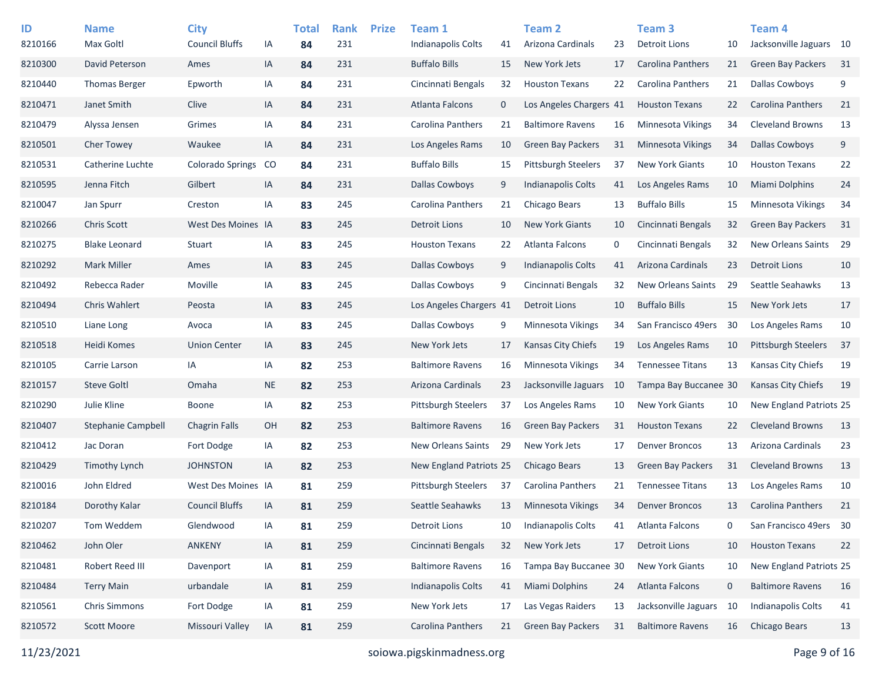| ID | Name | City | | Total | Rank | Prize | Team 1 | | Team 2 | | Team 3 | | Team 4 | |
|---|---|---|---|---|---|---|---|---|---|---|---|---|---|---|
| 8210166 | Max Goltl | Council Bluffs | IA | **84** | 231 | | Indianapolis Colts | 41 | Arizona Cardinals | 23 | Detroit Lions | 10 | Jacksonville Jaguars | 10 |
| 8210300 | David Peterson | Ames | IA | **84** | 231 | | Buffalo Bills | 15 | New York Jets | 17 | Carolina Panthers | 21 | Green Bay Packers | 31 |
| 8210440 | Thomas Berger | Epworth | IA | **84** | 231 | | Cincinnati Bengals | 32 | Houston Texans | 22 | Carolina Panthers | 21 | Dallas Cowboys | 9 |
| 8210471 | Janet Smith | Clive | IA | **84** | 231 | | Atlanta Falcons | 0 | Los Angeles Chargers | 41 | Houston Texans | 22 | Carolina Panthers | 21 |
| 8210479 | Alyssa Jensen | Grimes | IA | **84** | 231 | | Carolina Panthers | 21 | Baltimore Ravens | 16 | Minnesota Vikings | 34 | Cleveland Browns | 13 |
| 8210501 | Cher Towey | Waukee | IA | **84** | 231 | | Los Angeles Rams | 10 | Green Bay Packers | 31 | Minnesota Vikings | 34 | Dallas Cowboys | 9 |
| 8210531 | Catherine Luchte | Colorado Springs | CO | **84** | 231 | | Buffalo Bills | 15 | Pittsburgh Steelers | 37 | New York Giants | 10 | Houston Texans | 22 |
| 8210595 | Jenna Fitch | Gilbert | IA | **84** | 231 | | Dallas Cowboys | 9 | Indianapolis Colts | 41 | Los Angeles Rams | 10 | Miami Dolphins | 24 |
| 8210047 | Jan Spurr | Creston | IA | **83** | 245 | | Carolina Panthers | 21 | Chicago Bears | 13 | Buffalo Bills | 15 | Minnesota Vikings | 34 |
| 8210266 | Chris Scott | West Des Moines | IA | **83** | 245 | | Detroit Lions | 10 | New York Giants | 10 | Cincinnati Bengals | 32 | Green Bay Packers | 31 |
| 8210275 | Blake Leonard | Stuart | IA | **83** | 245 | | Houston Texans | 22 | Atlanta Falcons | 0 | Cincinnati Bengals | 32 | New Orleans Saints | 29 |
| 8210292 | Mark Miller | Ames | IA | **83** | 245 | | Dallas Cowboys | 9 | Indianapolis Colts | 41 | Arizona Cardinals | 23 | Detroit Lions | 10 |
| 8210492 | Rebecca Rader | Moville | IA | **83** | 245 | | Dallas Cowboys | 9 | Cincinnati Bengals | 32 | New Orleans Saints | 29 | Seattle Seahawks | 13 |
| 8210494 | Chris Wahlert | Peosta | IA | **83** | 245 | | Los Angeles Chargers | 41 | Detroit Lions | 10 | Buffalo Bills | 15 | New York Jets | 17 |
| 8210510 | Liane Long | Avoca | IA | **83** | 245 | | Dallas Cowboys | 9 | Minnesota Vikings | 34 | San Francisco 49ers | 30 | Los Angeles Rams | 10 |
| 8210518 | Heidi Komes | Union Center | IA | **83** | 245 | | New York Jets | 17 | Kansas City Chiefs | 19 | Los Angeles Rams | 10 | Pittsburgh Steelers | 37 |
| 8210105 | Carrie Larson | IA | IA | **82** | 253 | | Baltimore Ravens | 16 | Minnesota Vikings | 34 | Tennessee Titans | 13 | Kansas City Chiefs | 19 |
| 8210157 | Steve Goltl | Omaha | NE | **82** | 253 | | Arizona Cardinals | 23 | Jacksonville Jaguars | 10 | Tampa Bay Buccanee | 30 | Kansas City Chiefs | 19 |
| 8210290 | Julie Kline | Boone | IA | **82** | 253 | | Pittsburgh Steelers | 37 | Los Angeles Rams | 10 | New York Giants | 10 | New England Patriots | 25 |
| 8210407 | Stephanie Campbell | Chagrin Falls | OH | **82** | 253 | | Baltimore Ravens | 16 | Green Bay Packers | 31 | Houston Texans | 22 | Cleveland Browns | 13 |
| 8210412 | Jac Doran | Fort Dodge | IA | **82** | 253 | | New Orleans Saints | 29 | New York Jets | 17 | Denver Broncos | 13 | Arizona Cardinals | 23 |
| 8210429 | Timothy Lynch | JOHNSTON | IA | **82** | 253 | | New England Patriots | 25 | Chicago Bears | 13 | Green Bay Packers | 31 | Cleveland Browns | 13 |
| 8210016 | John Eldred | West Des Moines | IA | **81** | 259 | | Pittsburgh Steelers | 37 | Carolina Panthers | 21 | Tennessee Titans | 13 | Los Angeles Rams | 10 |
| 8210184 | Dorothy Kalar | Council Bluffs | IA | **81** | 259 | | Seattle Seahawks | 13 | Minnesota Vikings | 34 | Denver Broncos | 13 | Carolina Panthers | 21 |
| 8210207 | Tom Weddem | Glendwood | IA | **81** | 259 | | Detroit Lions | 10 | Indianapolis Colts | 41 | Atlanta Falcons | 0 | San Francisco 49ers | 30 |
| 8210462 | John Oler | ANKENY | IA | **81** | 259 | | Cincinnati Bengals | 32 | New York Jets | 17 | Detroit Lions | 10 | Houston Texans | 22 |
| 8210481 | Robert Reed III | Davenport | IA | **81** | 259 | | Baltimore Ravens | 16 | Tampa Bay Buccanee | 30 | New York Giants | 10 | New England Patriots | 25 |
| 8210484 | Terry Main | urbandale | IA | **81** | 259 | | Indianapolis Colts | 41 | Miami Dolphins | 24 | Atlanta Falcons | 0 | Baltimore Ravens | 16 |
| 8210561 | Chris Simmons | Fort Dodge | IA | **81** | 259 | | New York Jets | 17 | Las Vegas Raiders | 13 | Jacksonville Jaguars | 10 | Indianapolis Colts | 41 |
| 8210572 | Scott Moore | Missouri Valley | IA | **81** | 259 | | Carolina Panthers | 21 | Green Bay Packers | 31 | Baltimore Ravens | 16 | Chicago Bears | 13 |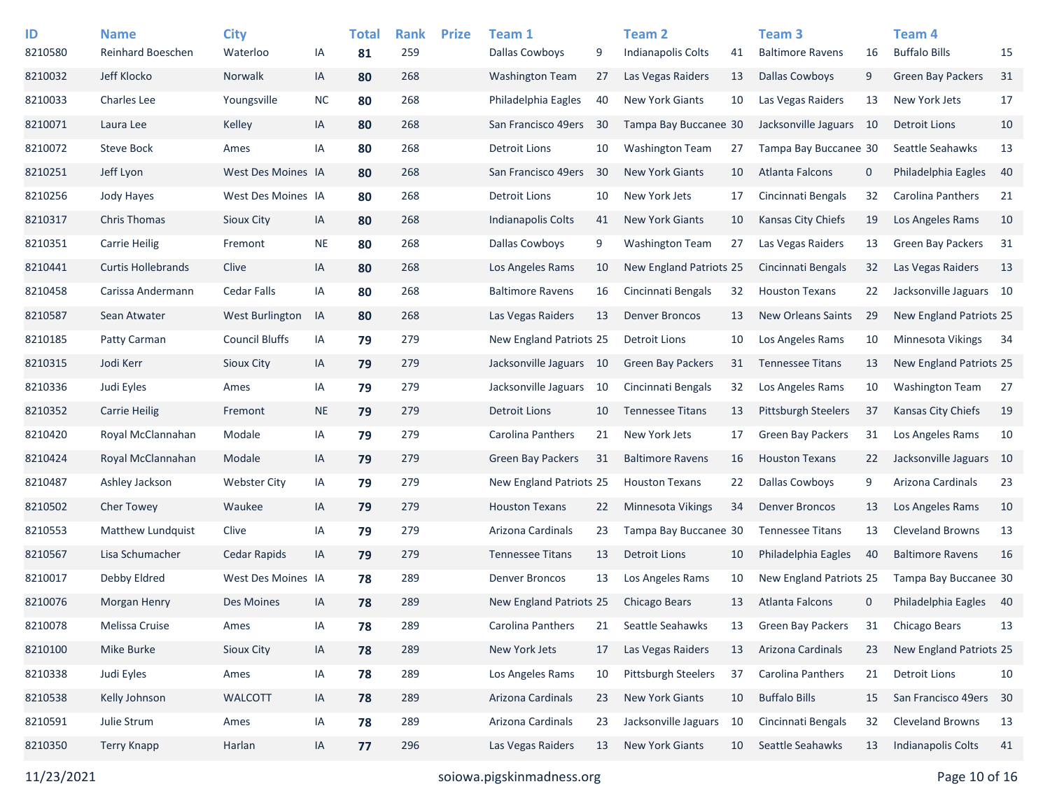| ID | Name | City | | Total | Rank | Prize | Team 1 | | Team 2 | | Team 3 | | Team 4 | |
|---|---|---|---|---|---|---|---|---|---|---|---|---|---|---|
| 8210580 | Reinhard Boeschen | Waterloo | IA | **81** | 259 | | Dallas Cowboys | 9 | Indianapolis Colts | 41 | Baltimore Ravens | 16 | Buffalo Bills | 15 |
| 8210032 | Jeff Klocko | Norwalk | IA | **80** | 268 | | Washington Team | 27 | Las Vegas Raiders | 13 | Dallas Cowboys | 9 | Green Bay Packers | 31 |
| 8210033 | Charles Lee | Youngsville | NC | **80** | 268 | | Philadelphia Eagles | 40 | New York Giants | 10 | Las Vegas Raiders | 13 | New York Jets | 17 |
| 8210071 | Laura Lee | Kelley | IA | **80** | 268 | | San Francisco 49ers | 30 | Tampa Bay Buccanee | 30 | Jacksonville Jaguars | 10 | Detroit Lions | 10 |
| 8210072 | Steve Bock | Ames | IA | **80** | 268 | | Detroit Lions | 10 | Washington Team | 27 | Tampa Bay Buccanee | 30 | Seattle Seahawks | 13 |
| 8210251 | Jeff Lyon | West Des Moines | IA | **80** | 268 | | San Francisco 49ers | 30 | New York Giants | 10 | Atlanta Falcons | 0 | Philadelphia Eagles | 40 |
| 8210256 | Jody Hayes | West Des Moines | IA | **80** | 268 | | Detroit Lions | 10 | New York Jets | 17 | Cincinnati Bengals | 32 | Carolina Panthers | 21 |
| 8210317 | Chris Thomas | Sioux City | IA | **80** | 268 | | Indianapolis Colts | 41 | New York Giants | 10 | Kansas City Chiefs | 19 | Los Angeles Rams | 10 |
| 8210351 | Carrie Heilig | Fremont | NE | **80** | 268 | | Dallas Cowboys | 9 | Washington Team | 27 | Las Vegas Raiders | 13 | Green Bay Packers | 31 |
| 8210441 | Curtis Hollebrands | Clive | IA | **80** | 268 | | Los Angeles Rams | 10 | New England Patriots | 25 | Cincinnati Bengals | 32 | Las Vegas Raiders | 13 |
| 8210458 | Carissa Andermann | Cedar Falls | IA | **80** | 268 | | Baltimore Ravens | 16 | Cincinnati Bengals | 32 | Houston Texans | 22 | Jacksonville Jaguars | 10 |
| 8210587 | Sean Atwater | West Burlington | IA | **80** | 268 | | Las Vegas Raiders | 13 | Denver Broncos | 13 | New Orleans Saints | 29 | New England Patriots | 25 |
| 8210185 | Patty Carman | Council Bluffs | IA | **79** | 279 | | New England Patriots | 25 | Detroit Lions | 10 | Los Angeles Rams | 10 | Minnesota Vikings | 34 |
| 8210315 | Jodi Kerr | Sioux City | IA | **79** | 279 | | Jacksonville Jaguars | 10 | Green Bay Packers | 31 | Tennessee Titans | 13 | New England Patriots | 25 |
| 8210336 | Judi Eyles | Ames | IA | **79** | 279 | | Jacksonville Jaguars | 10 | Cincinnati Bengals | 32 | Los Angeles Rams | 10 | Washington Team | 27 |
| 8210352 | Carrie Heilig | Fremont | NE | **79** | 279 | | Detroit Lions | 10 | Tennessee Titans | 13 | Pittsburgh Steelers | 37 | Kansas City Chiefs | 19 |
| 8210420 | Royal McClannahan | Modale | IA | **79** | 279 | | Carolina Panthers | 21 | New York Jets | 17 | Green Bay Packers | 31 | Los Angeles Rams | 10 |
| 8210424 | Royal McClannahan | Modale | IA | **79** | 279 | | Green Bay Packers | 31 | Baltimore Ravens | 16 | Houston Texans | 22 | Jacksonville Jaguars | 10 |
| 8210487 | Ashley Jackson | Webster City | IA | **79** | 279 | | New England Patriots | 25 | Houston Texans | 22 | Dallas Cowboys | 9 | Arizona Cardinals | 23 |
| 8210502 | Cher Towey | Waukee | IA | **79** | 279 | | Houston Texans | 22 | Minnesota Vikings | 34 | Denver Broncos | 13 | Los Angeles Rams | 10 |
| 8210553 | Matthew Lundquist | Clive | IA | **79** | 279 | | Arizona Cardinals | 23 | Tampa Bay Buccanee | 30 | Tennessee Titans | 13 | Cleveland Browns | 13 |
| 8210567 | Lisa Schumacher | Cedar Rapids | IA | **79** | 279 | | Tennessee Titans | 13 | Detroit Lions | 10 | Philadelphia Eagles | 40 | Baltimore Ravens | 16 |
| 8210017 | Debby Eldred | West Des Moines | IA | **78** | 289 | | Denver Broncos | 13 | Los Angeles Rams | 10 | New England Patriots | 25 | Tampa Bay Buccanee | 30 |
| 8210076 | Morgan Henry | Des Moines | IA | **78** | 289 | | New England Patriots | 25 | Chicago Bears | 13 | Atlanta Falcons | 0 | Philadelphia Eagles | 40 |
| 8210078 | Melissa Cruise | Ames | IA | **78** | 289 | | Carolina Panthers | 21 | Seattle Seahawks | 13 | Green Bay Packers | 31 | Chicago Bears | 13 |
| 8210100 | Mike Burke | Sioux City | IA | **78** | 289 | | New York Jets | 17 | Las Vegas Raiders | 13 | Arizona Cardinals | 23 | New England Patriots | 25 |
| 8210338 | Judi Eyles | Ames | IA | **78** | 289 | | Los Angeles Rams | 10 | Pittsburgh Steelers | 37 | Carolina Panthers | 21 | Detroit Lions | 10 |
| 8210538 | Kelly Johnson | WALCOTT | IA | **78** | 289 | | Arizona Cardinals | 23 | New York Giants | 10 | Buffalo Bills | 15 | San Francisco 49ers | 30 |
| 8210591 | Julie Strum | Ames | IA | **78** | 289 | | Arizona Cardinals | 23 | Jacksonville Jaguars | 10 | Cincinnati Bengals | 32 | Cleveland Browns | 13 |
| 8210350 | Terry Knapp | Harlan | IA | **77** | 296 | | Las Vegas Raiders | 13 | New York Giants | 10 | Seattle Seahawks | 13 | Indianapolis Colts | 41 |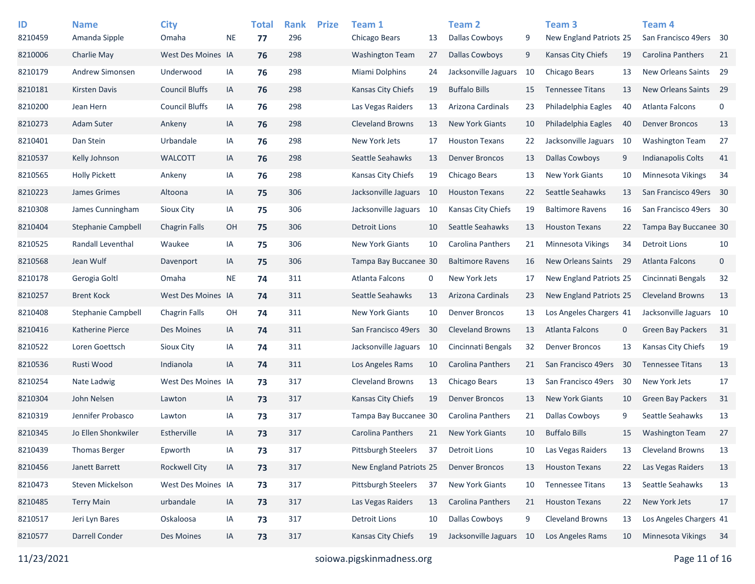| ID | Name | City | | Total | Rank | Prize | Team 1 | | Team 2 | | Team 3 | | Team 4 | |
|---|---|---|---|---|---|---|---|---|---|---|---|---|---|---|
| 8210459 | Amanda Sipple | Omaha | NE | **77** | 296 | | Chicago Bears | 13 | Dallas Cowboys | 9 | New England Patriots | 25 | San Francisco 49ers | 30 |
| 8210006 | Charlie May | West Des Moines | IA | **76** | 298 | | Washington Team | 27 | Dallas Cowboys | 9 | Kansas City Chiefs | 19 | Carolina Panthers | 21 |
| 8210179 | Andrew Simonsen | Underwood | IA | **76** | 298 | | Miami Dolphins | 24 | Jacksonville Jaguars | 10 | Chicago Bears | 13 | New Orleans Saints | 29 |
| 8210181 | Kirsten Davis | Council Bluffs | IA | **76** | 298 | | Kansas City Chiefs | 19 | Buffalo Bills | 15 | Tennessee Titans | 13 | New Orleans Saints | 29 |
| 8210200 | Jean Hern | Council Bluffs | IA | **76** | 298 | | Las Vegas Raiders | 13 | Arizona Cardinals | 23 | Philadelphia Eagles | 40 | Atlanta Falcons | 0 |
| 8210273 | Adam Suter | Ankeny | IA | **76** | 298 | | Cleveland Browns | 13 | New York Giants | 10 | Philadelphia Eagles | 40 | Denver Broncos | 13 |
| 8210401 | Dan Stein | Urbandale | IA | **76** | 298 | | New York Jets | 17 | Houston Texans | 22 | Jacksonville Jaguars | 10 | Washington Team | 27 |
| 8210537 | Kelly Johnson | WALCOTT | IA | **76** | 298 | | Seattle Seahawks | 13 | Denver Broncos | 13 | Dallas Cowboys | 9 | Indianapolis Colts | 41 |
| 8210565 | Holly Pickett | Ankeny | IA | **76** | 298 | | Kansas City Chiefs | 19 | Chicago Bears | 13 | New York Giants | 10 | Minnesota Vikings | 34 |
| 8210223 | James Grimes | Altoona | IA | **75** | 306 | | Jacksonville Jaguars | 10 | Houston Texans | 22 | Seattle Seahawks | 13 | San Francisco 49ers | 30 |
| 8210308 | James Cunningham | Sioux City | IA | **75** | 306 | | Jacksonville Jaguars | 10 | Kansas City Chiefs | 19 | Baltimore Ravens | 16 | San Francisco 49ers | 30 |
| 8210404 | Stephanie Campbell | Chagrin Falls | OH | **75** | 306 | | Detroit Lions | 10 | Seattle Seahawks | 13 | Houston Texans | 22 | Tampa Bay Buccanee | 30 |
| 8210525 | Randall Leventhal | Waukee | IA | **75** | 306 | | New York Giants | 10 | Carolina Panthers | 21 | Minnesota Vikings | 34 | Detroit Lions | 10 |
| 8210568 | Jean Wulf | Davenport | IA | **75** | 306 | | Tampa Bay Buccanee | 30 | Baltimore Ravens | 16 | New Orleans Saints | 29 | Atlanta Falcons | 0 |
| 8210178 | Gerogia Goltl | Omaha | NE | **74** | 311 | | Atlanta Falcons | 0 | New York Jets | 17 | New England Patriots | 25 | Cincinnati Bengals | 32 |
| 8210257 | Brent Kock | West Des Moines | IA | **74** | 311 | | Seattle Seahawks | 13 | Arizona Cardinals | 23 | New England Patriots | 25 | Cleveland Browns | 13 |
| 8210408 | Stephanie Campbell | Chagrin Falls | OH | **74** | 311 | | New York Giants | 10 | Denver Broncos | 13 | Los Angeles Chargers | 41 | Jacksonville Jaguars | 10 |
| 8210416 | Katherine Pierce | Des Moines | IA | **74** | 311 | | San Francisco 49ers | 30 | Cleveland Browns | 13 | Atlanta Falcons | 0 | Green Bay Packers | 31 |
| 8210522 | Loren Goettsch | Sioux City | IA | **74** | 311 | | Jacksonville Jaguars | 10 | Cincinnati Bengals | 32 | Denver Broncos | 13 | Kansas City Chiefs | 19 |
| 8210536 | Rusti Wood | Indianola | IA | **74** | 311 | | Los Angeles Rams | 10 | Carolina Panthers | 21 | San Francisco 49ers | 30 | Tennessee Titans | 13 |
| 8210254 | Nate Ladwig | West Des Moines | IA | **73** | 317 | | Cleveland Browns | 13 | Chicago Bears | 13 | San Francisco 49ers | 30 | New York Jets | 17 |
| 8210304 | John Nelsen | Lawton | IA | **73** | 317 | | Kansas City Chiefs | 19 | Denver Broncos | 13 | New York Giants | 10 | Green Bay Packers | 31 |
| 8210319 | Jennifer Probasco | Lawton | IA | **73** | 317 | | Tampa Bay Buccanee | 30 | Carolina Panthers | 21 | Dallas Cowboys | 9 | Seattle Seahawks | 13 |
| 8210345 | Jo Ellen Shonkwiler | Estherville | IA | **73** | 317 | | Carolina Panthers | 21 | New York Giants | 10 | Buffalo Bills | 15 | Washington Team | 27 |
| 8210439 | Thomas Berger | Epworth | IA | **73** | 317 | | Pittsburgh Steelers | 37 | Detroit Lions | 10 | Las Vegas Raiders | 13 | Cleveland Browns | 13 |
| 8210456 | Janett Barrett | Rockwell City | IA | **73** | 317 | | New England Patriots | 25 | Denver Broncos | 13 | Houston Texans | 22 | Las Vegas Raiders | 13 |
| 8210473 | Steven Mickelson | West Des Moines | IA | **73** | 317 | | Pittsburgh Steelers | 37 | New York Giants | 10 | Tennessee Titans | 13 | Seattle Seahawks | 13 |
| 8210485 | Terry Main | urbandale | IA | **73** | 317 | | Las Vegas Raiders | 13 | Carolina Panthers | 21 | Houston Texans | 22 | New York Jets | 17 |
| 8210517 | Jeri Lyn Bares | Oskaloosa | IA | **73** | 317 | | Detroit Lions | 10 | Dallas Cowboys | 9 | Cleveland Browns | 13 | Los Angeles Chargers | 41 |
| 8210577 | Darrell Conder | Des Moines | IA | **73** | 317 | | Kansas City Chiefs | 19 | Jacksonville Jaguars | 10 | Los Angeles Rams | 10 | Minnesota Vikings | 34 |

11/23/2021 soiowa.pigskinmadness.org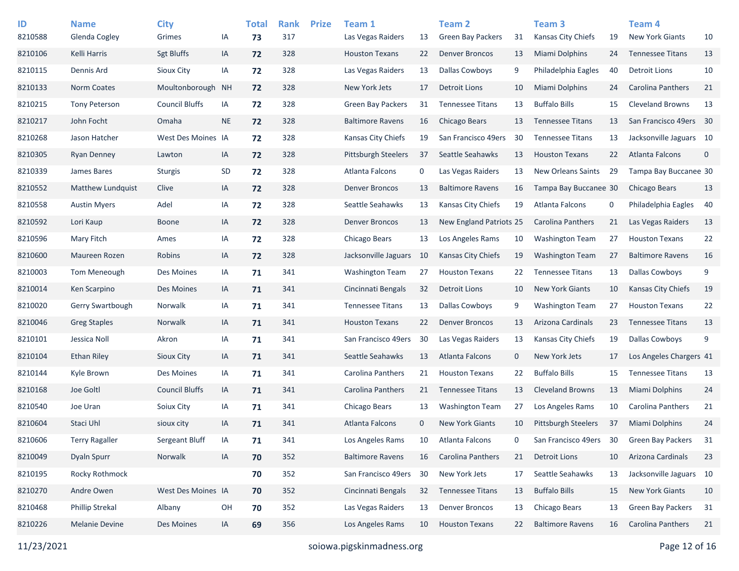| ID | Name | City | | Total | Rank | Prize | Team 1 | | Team 2 | | Team 3 | | Team 4 | |
|---|---|---|---|---|---|---|---|---|---|---|---|---|---|---|
| 8210588 | Glenda Cogley | Grimes | IA | **73** | 317 | | Las Vegas Raiders | 13 | Green Bay Packers | 31 | Kansas City Chiefs | 19 | New York Giants | 10 |
| 8210106 | Kelli Harris | Sgt Bluffs | IA | **72** | 328 | | Houston Texans | 22 | Denver Broncos | 13 | Miami Dolphins | 24 | Tennessee Titans | 13 |
| 8210115 | Dennis Ard | Sioux City | IA | **72** | 328 | | Las Vegas Raiders | 13 | Dallas Cowboys | 9 | Philadelphia Eagles | 40 | Detroit Lions | 10 |
| 8210133 | Norm Coates | Moultonborough | NH | **72** | 328 | | New York Jets | 17 | Detroit Lions | 10 | Miami Dolphins | 24 | Carolina Panthers | 21 |
| 8210215 | Tony Peterson | Council Bluffs | IA | **72** | 328 | | Green Bay Packers | 31 | Tennessee Titans | 13 | Buffalo Bills | 15 | Cleveland Browns | 13 |
| 8210217 | John Focht | Omaha | NE | **72** | 328 | | Baltimore Ravens | 16 | Chicago Bears | 13 | Tennessee Titans | 13 | San Francisco 49ers | 30 |
| 8210268 | Jason Hatcher | West Des Moines | IA | **72** | 328 | | Kansas City Chiefs | 19 | San Francisco 49ers | 30 | Tennessee Titans | 13 | Jacksonville Jaguars | 10 |
| 8210305 | Ryan Denney | Lawton | IA | **72** | 328 | | Pittsburgh Steelers | 37 | Seattle Seahawks | 13 | Houston Texans | 22 | Atlanta Falcons | 0 |
| 8210339 | James Bares | Sturgis | SD | **72** | 328 | | Atlanta Falcons | 0 | Las Vegas Raiders | 13 | New Orleans Saints | 29 | Tampa Bay Buccanee | 30 |
| 8210552 | Matthew Lundquist | Clive | IA | **72** | 328 | | Denver Broncos | 13 | Baltimore Ravens | 16 | Tampa Bay Buccanee | 30 | Chicago Bears | 13 |
| 8210558 | Austin Myers | Adel | IA | **72** | 328 | | Seattle Seahawks | 13 | Kansas City Chiefs | 19 | Atlanta Falcons | 0 | Philadelphia Eagles | 40 |
| 8210592 | Lori Kaup | Boone | IA | **72** | 328 | | Denver Broncos | 13 | New England Patriots | 25 | Carolina Panthers | 21 | Las Vegas Raiders | 13 |
| 8210596 | Mary Fitch | Ames | IA | **72** | 328 | | Chicago Bears | 13 | Los Angeles Rams | 10 | Washington Team | 27 | Houston Texans | 22 |
| 8210600 | Maureen Rozen | Robins | IA | **72** | 328 | | Jacksonville Jaguars | 10 | Kansas City Chiefs | 19 | Washington Team | 27 | Baltimore Ravens | 16 |
| 8210003 | Tom Meneough | Des Moines | IA | **71** | 341 | | Washington Team | 27 | Houston Texans | 22 | Tennessee Titans | 13 | Dallas Cowboys | 9 |
| 8210014 | Ken Scarpino | Des Moines | IA | **71** | 341 | | Cincinnati Bengals | 32 | Detroit Lions | 10 | New York Giants | 10 | Kansas City Chiefs | 19 |
| 8210020 | Gerry Swartbough | Norwalk | IA | **71** | 341 | | Tennessee Titans | 13 | Dallas Cowboys | 9 | Washington Team | 27 | Houston Texans | 22 |
| 8210046 | Greg Staples | Norwalk | IA | **71** | 341 | | Houston Texans | 22 | Denver Broncos | 13 | Arizona Cardinals | 23 | Tennessee Titans | 13 |
| 8210101 | Jessica Noll | Akron | IA | **71** | 341 | | San Francisco 49ers | 30 | Las Vegas Raiders | 13 | Kansas City Chiefs | 19 | Dallas Cowboys | 9 |
| 8210104 | Ethan Riley | Sioux City | IA | **71** | 341 | | Seattle Seahawks | 13 | Atlanta Falcons | 0 | New York Jets | 17 | Los Angeles Chargers | 41 |
| 8210144 | Kyle Brown | Des Moines | IA | **71** | 341 | | Carolina Panthers | 21 | Houston Texans | 22 | Buffalo Bills | 15 | Tennessee Titans | 13 |
| 8210168 | Joe Goltl | Council Bluffs | IA | **71** | 341 | | Carolina Panthers | 21 | Tennessee Titans | 13 | Cleveland Browns | 13 | Miami Dolphins | 24 |
| 8210540 | Joe Uran | Soiux City | IA | **71** | 341 | | Chicago Bears | 13 | Washington Team | 27 | Los Angeles Rams | 10 | Carolina Panthers | 21 |
| 8210604 | Staci Uhl | sioux city | IA | **71** | 341 | | Atlanta Falcons | 0 | New York Giants | 10 | Pittsburgh Steelers | 37 | Miami Dolphins | 24 |
| 8210606 | Terry Ragaller | Sergeant Bluff | IA | **71** | 341 | | Los Angeles Rams | 10 | Atlanta Falcons | 0 | San Francisco 49ers | 30 | Green Bay Packers | 31 |
| 8210049 | Dyaln Spurr | Norwalk | IA | **70** | 352 | | Baltimore Ravens | 16 | Carolina Panthers | 21 | Detroit Lions | 10 | Arizona Cardinals | 23 |
| 8210195 | Rocky Rothmock | | | **70** | 352 | | San Francisco 49ers | 30 | New York Jets | 17 | Seattle Seahawks | 13 | Jacksonville Jaguars | 10 |
| 8210270 | Andre Owen | West Des Moines | IA | **70** | 352 | | Cincinnati Bengals | 32 | Tennessee Titans | 13 | Buffalo Bills | 15 | New York Giants | 10 |
| 8210468 | Phillip Strekal | Albany | OH | **70** | 352 | | Las Vegas Raiders | 13 | Denver Broncos | 13 | Chicago Bears | 13 | Green Bay Packers | 31 |
| 8210226 | Melanie Devine | Des Moines | IA | **69** | 356 | | Los Angeles Rams | 10 | Houston Texans | 22 | Baltimore Ravens | 16 | Carolina Panthers | 21 |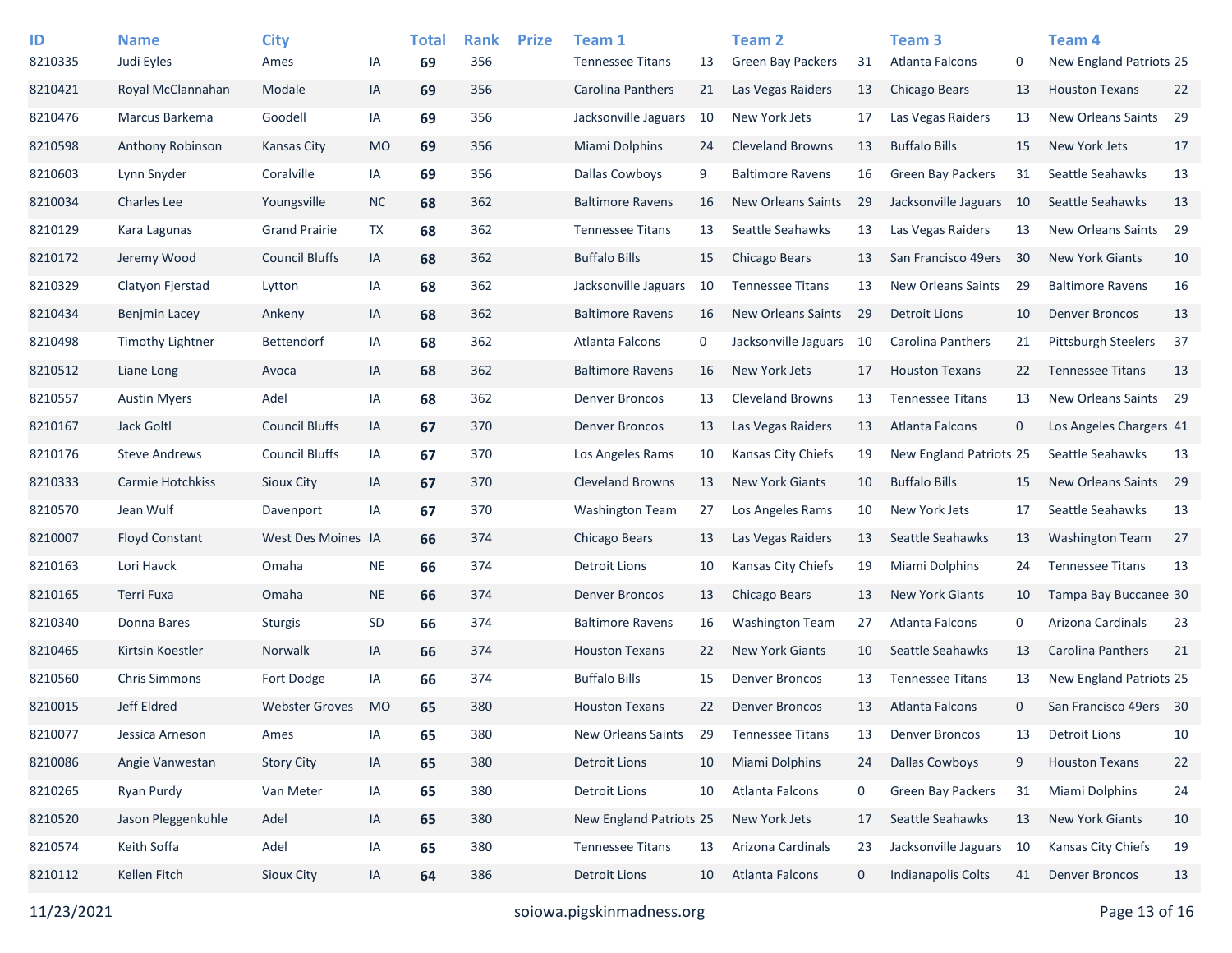| ID | Name | City | | Total | Rank | Prize | Team 1 | | Team 2 | | Team 3 | | Team 4 | |
|---|---|---|---|---|---|---|---|---|---|---|---|---|---|---|
| 8210335 | Judi Eyles | Ames | IA | **69** | 356 | | Tennessee Titans | 13 | Green Bay Packers | 31 | Atlanta Falcons | 0 | New England Patriots | 25 |
| 8210421 | Royal McClannahan | Modale | IA | **69** | 356 | | Carolina Panthers | 21 | Las Vegas Raiders | 13 | Chicago Bears | 13 | Houston Texans | 22 |
| 8210476 | Marcus Barkema | Goodell | IA | **69** | 356 | | Jacksonville Jaguars | 10 | New York Jets | 17 | Las Vegas Raiders | 13 | New Orleans Saints | 29 |
| 8210598 | Anthony Robinson | Kansas City | MO | **69** | 356 | | Miami Dolphins | 24 | Cleveland Browns | 13 | Buffalo Bills | 15 | New York Jets | 17 |
| 8210603 | Lynn Snyder | Coralville | IA | **69** | 356 | | Dallas Cowboys | 9 | Baltimore Ravens | 16 | Green Bay Packers | 31 | Seattle Seahawks | 13 |
| 8210034 | Charles Lee | Youngsville | NC | **68** | 362 | | Baltimore Ravens | 16 | New Orleans Saints | 29 | Jacksonville Jaguars | 10 | Seattle Seahawks | 13 |
| 8210129 | Kara Lagunas | Grand Prairie | TX | **68** | 362 | | Tennessee Titans | 13 | Seattle Seahawks | 13 | Las Vegas Raiders | 13 | New Orleans Saints | 29 |
| 8210172 | Jeremy Wood | Council Bluffs | IA | **68** | 362 | | Buffalo Bills | 15 | Chicago Bears | 13 | San Francisco 49ers | 30 | New York Giants | 10 |
| 8210329 | Clatyon Fjerstad | Lytton | IA | **68** | 362 | | Jacksonville Jaguars | 10 | Tennessee Titans | 13 | New Orleans Saints | 29 | Baltimore Ravens | 16 |
| 8210434 | Benjmin Lacey | Ankeny | IA | **68** | 362 | | Baltimore Ravens | 16 | New Orleans Saints | 29 | Detroit Lions | 10 | Denver Broncos | 13 |
| 8210498 | Timothy Lightner | Bettendorf | IA | **68** | 362 | | Atlanta Falcons | 0 | Jacksonville Jaguars | 10 | Carolina Panthers | 21 | Pittsburgh Steelers | 37 |
| 8210512 | Liane Long | Avoca | IA | **68** | 362 | | Baltimore Ravens | 16 | New York Jets | 17 | Houston Texans | 22 | Tennessee Titans | 13 |
| 8210557 | Austin Myers | Adel | IA | **68** | 362 | | Denver Broncos | 13 | Cleveland Browns | 13 | Tennessee Titans | 13 | New Orleans Saints | 29 |
| 8210167 | Jack Goltl | Council Bluffs | IA | **67** | 370 | | Denver Broncos | 13 | Las Vegas Raiders | 13 | Atlanta Falcons | 0 | Los Angeles Chargers | 41 |
| 8210176 | Steve Andrews | Council Bluffs | IA | **67** | 370 | | Los Angeles Rams | 10 | Kansas City Chiefs | 19 | New England Patriots | 25 | Seattle Seahawks | 13 |
| 8210333 | Carmie Hotchkiss | Sioux City | IA | **67** | 370 | | Cleveland Browns | 13 | New York Giants | 10 | Buffalo Bills | 15 | New Orleans Saints | 29 |
| 8210570 | Jean Wulf | Davenport | IA | **67** | 370 | | Washington Team | 27 | Los Angeles Rams | 10 | New York Jets | 17 | Seattle Seahawks | 13 |
| 8210007 | Floyd Constant | West Des Moines | IA | **66** | 374 | | Chicago Bears | 13 | Las Vegas Raiders | 13 | Seattle Seahawks | 13 | Washington Team | 27 |
| 8210163 | Lori Havck | Omaha | NE | **66** | 374 | | Detroit Lions | 10 | Kansas City Chiefs | 19 | Miami Dolphins | 24 | Tennessee Titans | 13 |
| 8210165 | Terri Fuxa | Omaha | NE | **66** | 374 | | Denver Broncos | 13 | Chicago Bears | 13 | New York Giants | 10 | Tampa Bay Buccanee | 30 |
| 8210340 | Donna Bares | Sturgis | SD | **66** | 374 | | Baltimore Ravens | 16 | Washington Team | 27 | Atlanta Falcons | 0 | Arizona Cardinals | 23 |
| 8210465 | Kirtsin Koestler | Norwalk | IA | **66** | 374 | | Houston Texans | 22 | New York Giants | 10 | Seattle Seahawks | 13 | Carolina Panthers | 21 |
| 8210560 | Chris Simmons | Fort Dodge | IA | **66** | 374 | | Buffalo Bills | 15 | Denver Broncos | 13 | Tennessee Titans | 13 | New England Patriots | 25 |
| 8210015 | Jeff Eldred | Webster Groves | MO | **65** | 380 | | Houston Texans | 22 | Denver Broncos | 13 | Atlanta Falcons | 0 | San Francisco 49ers | 30 |
| 8210077 | Jessica Arneson | Ames | IA | **65** | 380 | | New Orleans Saints | 29 | Tennessee Titans | 13 | Denver Broncos | 13 | Detroit Lions | 10 |
| 8210086 | Angie Vanwestan | Story City | IA | **65** | 380 | | Detroit Lions | 10 | Miami Dolphins | 24 | Dallas Cowboys | 9 | Houston Texans | 22 |
| 8210265 | Ryan Purdy | Van Meter | IA | **65** | 380 | | Detroit Lions | 10 | Atlanta Falcons | 0 | Green Bay Packers | 31 | Miami Dolphins | 24 |
| 8210520 | Jason Pleggenkuhle | Adel | IA | **65** | 380 | | New England Patriots | 25 | New York Jets | 17 | Seattle Seahawks | 13 | New York Giants | 10 |
| 8210574 | Keith Soffa | Adel | IA | **65** | 380 | | Tennessee Titans | 13 | Arizona Cardinals | 23 | Jacksonville Jaguars | 10 | Kansas City Chiefs | 19 |
| 8210112 | Kellen Fitch | Sioux City | IA | **64** | 386 | | Detroit Lions | 10 | Atlanta Falcons | 0 | Indianapolis Colts | 41 | Denver Broncos | 13 |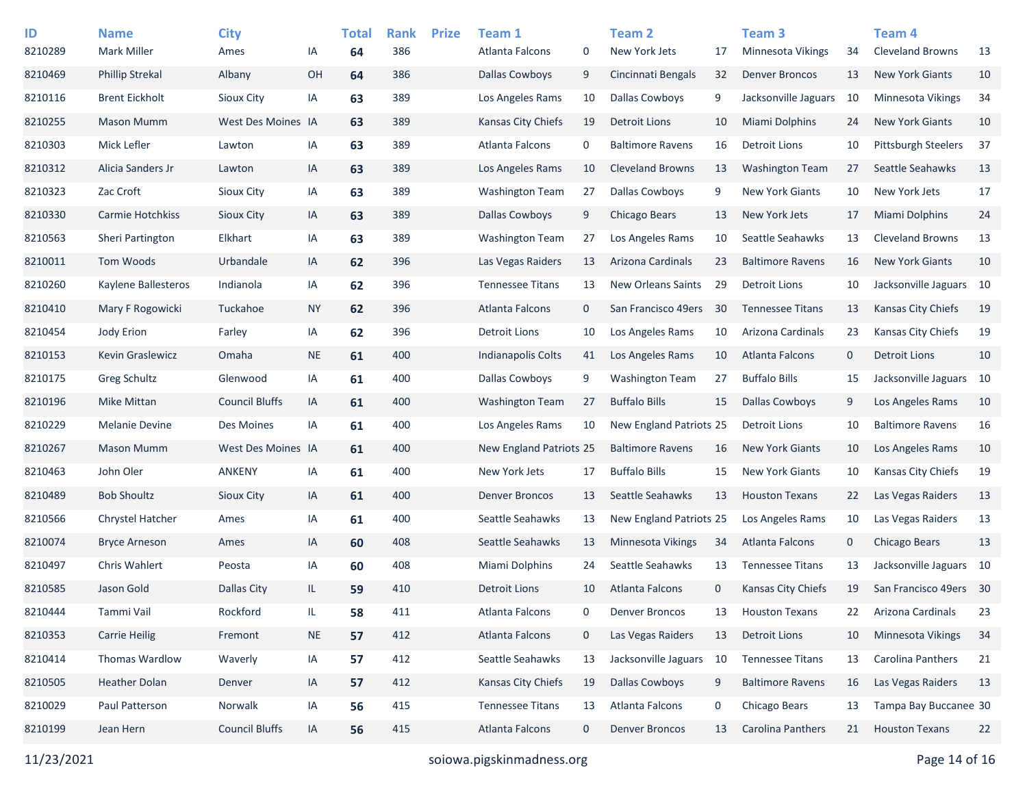| ID | Name | City | | Total | Rank | Prize | Team 1 | | Team 2 | | Team 3 | | Team 4 | |
|---|---|---|---|---|---|---|---|---|---|---|---|---|---|---|
| 8210289 | Mark Miller | Ames | IA | **64** | 386 | | Atlanta Falcons | 0 | New York Jets | 17 | Minnesota Vikings | 34 | Cleveland Browns | 13 |
| 8210469 | Phillip Strekal | Albany | OH | **64** | 386 | | Dallas Cowboys | 9 | Cincinnati Bengals | 32 | Denver Broncos | 13 | New York Giants | 10 |
| 8210116 | Brent Eickholt | Sioux City | IA | **63** | 389 | | Los Angeles Rams | 10 | Dallas Cowboys | 9 | Jacksonville Jaguars | 10 | Minnesota Vikings | 34 |
| 8210255 | Mason Mumm | West Des Moines | IA | **63** | 389 | | Kansas City Chiefs | 19 | Detroit Lions | 10 | Miami Dolphins | 24 | New York Giants | 10 |
| 8210303 | Mick Lefler | Lawton | IA | **63** | 389 | | Atlanta Falcons | 0 | Baltimore Ravens | 16 | Detroit Lions | 10 | Pittsburgh Steelers | 37 |
| 8210312 | Alicia Sanders Jr | Lawton | IA | **63** | 389 | | Los Angeles Rams | 10 | Cleveland Browns | 13 | Washington Team | 27 | Seattle Seahawks | 13 |
| 8210323 | Zac Croft | Sioux City | IA | **63** | 389 | | Washington Team | 27 | Dallas Cowboys | 9 | New York Giants | 10 | New York Jets | 17 |
| 8210330 | Carmie Hotchkiss | Sioux City | IA | **63** | 389 | | Dallas Cowboys | 9 | Chicago Bears | 13 | New York Jets | 17 | Miami Dolphins | 24 |
| 8210563 | Sheri Partington | Elkhart | IA | **63** | 389 | | Washington Team | 27 | Los Angeles Rams | 10 | Seattle Seahawks | 13 | Cleveland Browns | 13 |
| 8210011 | Tom Woods | Urbandale | IA | **62** | 396 | | Las Vegas Raiders | 13 | Arizona Cardinals | 23 | Baltimore Ravens | 16 | New York Giants | 10 |
| 8210260 | Kaylene Ballesteros | Indianola | IA | **62** | 396 | | Tennessee Titans | 13 | New Orleans Saints | 29 | Detroit Lions | 10 | Jacksonville Jaguars | 10 |
| 8210410 | Mary F Rogowicki | Tuckahoe | NY | **62** | 396 | | Atlanta Falcons | 0 | San Francisco 49ers | 30 | Tennessee Titans | 13 | Kansas City Chiefs | 19 |
| 8210454 | Jody Erion | Farley | IA | **62** | 396 | | Detroit Lions | 10 | Los Angeles Rams | 10 | Arizona Cardinals | 23 | Kansas City Chiefs | 19 |
| 8210153 | Kevin Graslewicz | Omaha | NE | **61** | 400 | | Indianapolis Colts | 41 | Los Angeles Rams | 10 | Atlanta Falcons | 0 | Detroit Lions | 10 |
| 8210175 | Greg Schultz | Glenwood | IA | **61** | 400 | | Dallas Cowboys | 9 | Washington Team | 27 | Buffalo Bills | 15 | Jacksonville Jaguars | 10 |
| 8210196 | Mike Mittan | Council Bluffs | IA | **61** | 400 | | Washington Team | 27 | Buffalo Bills | 15 | Dallas Cowboys | 9 | Los Angeles Rams | 10 |
| 8210229 | Melanie Devine | Des Moines | IA | **61** | 400 | | Los Angeles Rams | 10 | New England Patriots | 25 | Detroit Lions | 10 | Baltimore Ravens | 16 |
| 8210267 | Mason Mumm | West Des Moines | IA | **61** | 400 | | New England Patriots | 25 | Baltimore Ravens | 16 | New York Giants | 10 | Los Angeles Rams | 10 |
| 8210463 | John Oler | ANKENY | IA | **61** | 400 | | New York Jets | 17 | Buffalo Bills | 15 | New York Giants | 10 | Kansas City Chiefs | 19 |
| 8210489 | Bob Shoultz | Sioux City | IA | **61** | 400 | | Denver Broncos | 13 | Seattle Seahawks | 13 | Houston Texans | 22 | Las Vegas Raiders | 13 |
| 8210566 | Chrystel Hatcher | Ames | IA | **61** | 400 | | Seattle Seahawks | 13 | New England Patriots | 25 | Los Angeles Rams | 10 | Las Vegas Raiders | 13 |
| 8210074 | Bryce Arneson | Ames | IA | **60** | 408 | | Seattle Seahawks | 13 | Minnesota Vikings | 34 | Atlanta Falcons | 0 | Chicago Bears | 13 |
| 8210497 | Chris Wahlert | Peosta | IA | **60** | 408 | | Miami Dolphins | 24 | Seattle Seahawks | 13 | Tennessee Titans | 13 | Jacksonville Jaguars | 10 |
| 8210585 | Jason Gold | Dallas City | IL | **59** | 410 | | Detroit Lions | 10 | Atlanta Falcons | 0 | Kansas City Chiefs | 19 | San Francisco 49ers | 30 |
| 8210444 | Tammi Vail | Rockford | IL | **58** | 411 | | Atlanta Falcons | 0 | Denver Broncos | 13 | Houston Texans | 22 | Arizona Cardinals | 23 |
| 8210353 | Carrie Heilig | Fremont | NE | **57** | 412 | | Atlanta Falcons | 0 | Las Vegas Raiders | 13 | Detroit Lions | 10 | Minnesota Vikings | 34 |
| 8210414 | Thomas Wardlow | Waverly | IA | **57** | 412 | | Seattle Seahawks | 13 | Jacksonville Jaguars | 10 | Tennessee Titans | 13 | Carolina Panthers | 21 |
| 8210505 | Heather Dolan | Denver | IA | **57** | 412 | | Kansas City Chiefs | 19 | Dallas Cowboys | 9 | Baltimore Ravens | 16 | Las Vegas Raiders | 13 |
| 8210029 | Paul Patterson | Norwalk | IA | **56** | 415 | | Tennessee Titans | 13 | Atlanta Falcons | 0 | Chicago Bears | 13 | Tampa Bay Buccanee | 30 |
| 8210199 | Jean Hern | Council Bluffs | IA | **56** | 415 | | Atlanta Falcons | 0 | Denver Broncos | 13 | Carolina Panthers | 21 | Houston Texans | 22 |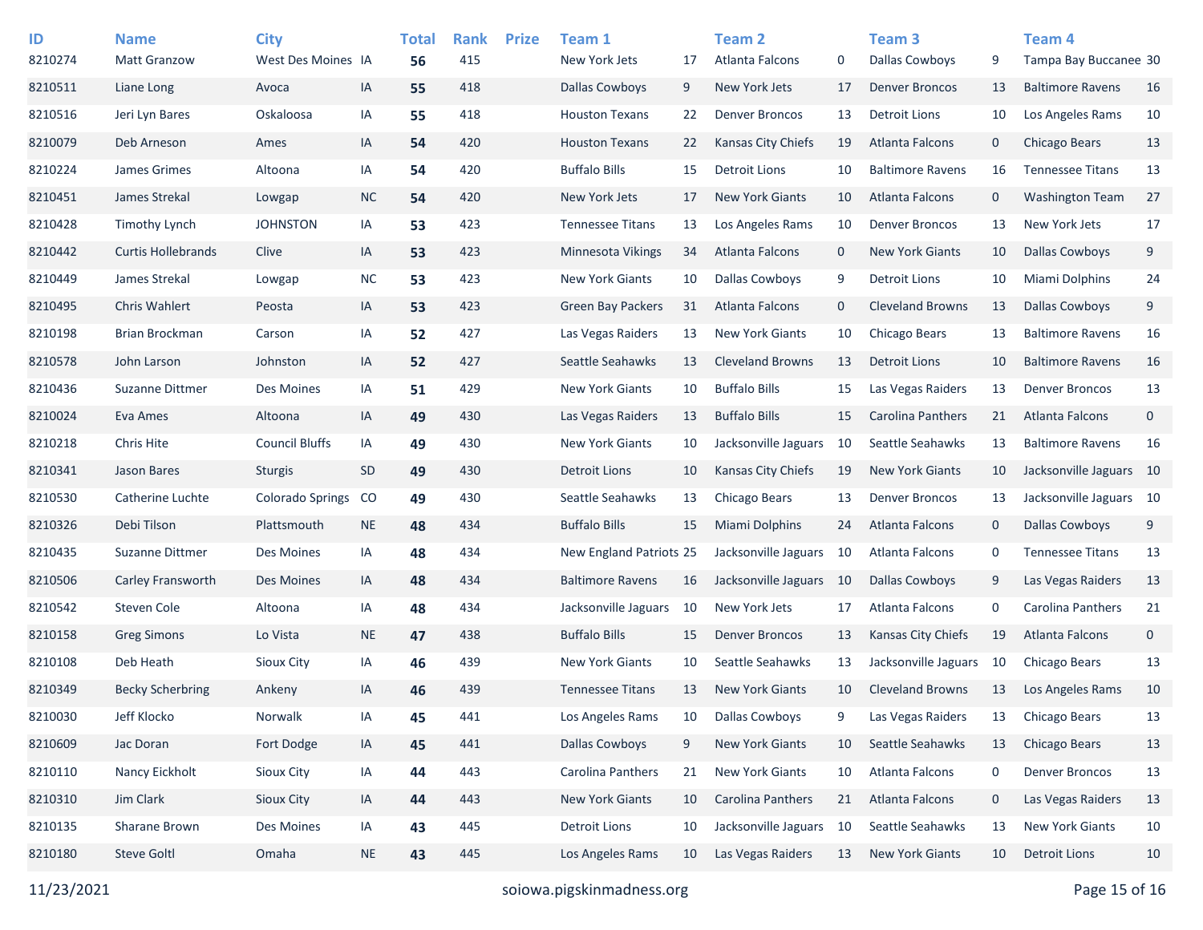| ID | Name | City | | Total | Rank | Prize | Team 1 | | Team 2 | | Team 3 | | Team 4 | |
|---|---|---|---|---|---|---|---|---|---|---|---|---|---|---|
| 8210274 | Matt Granzow | West Des Moines | IA | **56** | 415 | | New York Jets | 17 | Atlanta Falcons | 0 | Dallas Cowboys | 9 | Tampa Bay Buccanee | 30 |
| 8210511 | Liane Long | Avoca | IA | **55** | 418 | | Dallas Cowboys | 9 | New York Jets | 17 | Denver Broncos | 13 | Baltimore Ravens | 16 |
| 8210516 | Jeri Lyn Bares | Oskaloosa | IA | **55** | 418 | | Houston Texans | 22 | Denver Broncos | 13 | Detroit Lions | 10 | Los Angeles Rams | 10 |
| 8210079 | Deb Arneson | Ames | IA | **54** | 420 | | Houston Texans | 22 | Kansas City Chiefs | 19 | Atlanta Falcons | 0 | Chicago Bears | 13 |
| 8210224 | James Grimes | Altoona | IA | **54** | 420 | | Buffalo Bills | 15 | Detroit Lions | 10 | Baltimore Ravens | 16 | Tennessee Titans | 13 |
| 8210451 | James Strekal | Lowgap | NC | **54** | 420 | | New York Jets | 17 | New York Giants | 10 | Atlanta Falcons | 0 | Washington Team | 27 |
| 8210428 | Timothy Lynch | JOHNSTON | IA | **53** | 423 | | Tennessee Titans | 13 | Los Angeles Rams | 10 | Denver Broncos | 13 | New York Jets | 17 |
| 8210442 | Curtis Hollebrands | Clive | IA | **53** | 423 | | Minnesota Vikings | 34 | Atlanta Falcons | 0 | New York Giants | 10 | Dallas Cowboys | 9 |
| 8210449 | James Strekal | Lowgap | NC | **53** | 423 | | New York Giants | 10 | Dallas Cowboys | 9 | Detroit Lions | 10 | Miami Dolphins | 24 |
| 8210495 | Chris Wahlert | Peosta | IA | **53** | 423 | | Green Bay Packers | 31 | Atlanta Falcons | 0 | Cleveland Browns | 13 | Dallas Cowboys | 9 |
| 8210198 | Brian Brockman | Carson | IA | **52** | 427 | | Las Vegas Raiders | 13 | New York Giants | 10 | Chicago Bears | 13 | Baltimore Ravens | 16 |
| 8210578 | John Larson | Johnston | IA | **52** | 427 | | Seattle Seahawks | 13 | Cleveland Browns | 13 | Detroit Lions | 10 | Baltimore Ravens | 16 |
| 8210436 | Suzanne Dittmer | Des Moines | IA | **51** | 429 | | New York Giants | 10 | Buffalo Bills | 15 | Las Vegas Raiders | 13 | Denver Broncos | 13 |
| 8210024 | Eva Ames | Altoona | IA | **49** | 430 | | Las Vegas Raiders | 13 | Buffalo Bills | 15 | Carolina Panthers | 21 | Atlanta Falcons | 0 |
| 8210218 | Chris Hite | Council Bluffs | IA | **49** | 430 | | New York Giants | 10 | Jacksonville Jaguars | 10 | Seattle Seahawks | 13 | Baltimore Ravens | 16 |
| 8210341 | Jason Bares | Sturgis | SD | **49** | 430 | | Detroit Lions | 10 | Kansas City Chiefs | 19 | New York Giants | 10 | Jacksonville Jaguars | 10 |
| 8210530 | Catherine Luchte | Colorado Springs | CO | **49** | 430 | | Seattle Seahawks | 13 | Chicago Bears | 13 | Denver Broncos | 13 | Jacksonville Jaguars | 10 |
| 8210326 | Debi Tilson | Plattsmouth | NE | **48** | 434 | | Buffalo Bills | 15 | Miami Dolphins | 24 | Atlanta Falcons | 0 | Dallas Cowboys | 9 |
| 8210435 | Suzanne Dittmer | Des Moines | IA | **48** | 434 | | New England Patriots | 25 | Jacksonville Jaguars | 10 | Atlanta Falcons | 0 | Tennessee Titans | 13 |
| 8210506 | Carley Fransworth | Des Moines | IA | **48** | 434 | | Baltimore Ravens | 16 | Jacksonville Jaguars | 10 | Dallas Cowboys | 9 | Las Vegas Raiders | 13 |
| 8210542 | Steven Cole | Altoona | IA | **48** | 434 | | Jacksonville Jaguars | 10 | New York Jets | 17 | Atlanta Falcons | 0 | Carolina Panthers | 21 |
| 8210158 | Greg Simons | Lo Vista | NE | **47** | 438 | | Buffalo Bills | 15 | Denver Broncos | 13 | Kansas City Chiefs | 19 | Atlanta Falcons | 0 |
| 8210108 | Deb Heath | Sioux City | IA | **46** | 439 | | New York Giants | 10 | Seattle Seahawks | 13 | Jacksonville Jaguars | 10 | Chicago Bears | 13 |
| 8210349 | Becky Scherbring | Ankeny | IA | **46** | 439 | | Tennessee Titans | 13 | New York Giants | 10 | Cleveland Browns | 13 | Los Angeles Rams | 10 |
| 8210030 | Jeff Klocko | Norwalk | IA | **45** | 441 | | Los Angeles Rams | 10 | Dallas Cowboys | 9 | Las Vegas Raiders | 13 | Chicago Bears | 13 |
| 8210609 | Jac Doran | Fort Dodge | IA | **45** | 441 | | Dallas Cowboys | 9 | New York Giants | 10 | Seattle Seahawks | 13 | Chicago Bears | 13 |
| 8210110 | Nancy Eickholt | Sioux City | IA | **44** | 443 | | Carolina Panthers | 21 | New York Giants | 10 | Atlanta Falcons | 0 | Denver Broncos | 13 |
| 8210310 | Jim Clark | Sioux City | IA | **44** | 443 | | New York Giants | 10 | Carolina Panthers | 21 | Atlanta Falcons | 0 | Las Vegas Raiders | 13 |
| 8210135 | Sharane Brown | Des Moines | IA | **43** | 445 | | Detroit Lions | 10 | Jacksonville Jaguars | 10 | Seattle Seahawks | 13 | New York Giants | 10 |
| 8210180 | Steve Goltl | Omaha | NE | **43** | 445 | | Los Angeles Rams | 10 | Las Vegas Raiders | 13 | New York Giants | 10 | Detroit Lions | 10 |

11/23/2021 soiowa.pigskinmadness.org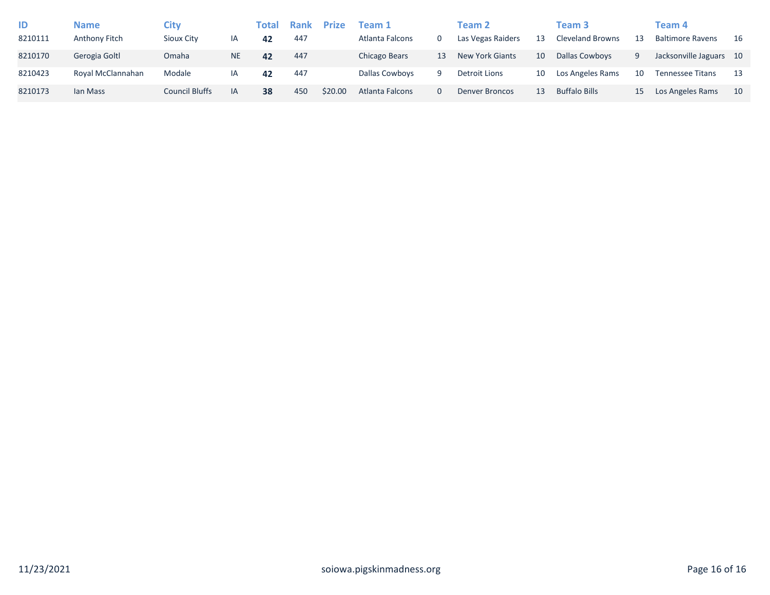| ID | Name | City | | Total | Rank | Prize | Team 1 | | Team 2 | | Team 3 | | Team 4 | |
|---|---|---|---|---|---|---|---|---|---|---|---|---|---|---|
| 8210111 | Anthony Fitch | Sioux City | IA | **42** | 447 | | Atlanta Falcons | 0 | Las Vegas Raiders | 13 | Cleveland Browns | 13 | Baltimore Ravens | 16 |
| 8210170 | Gerogia Goltl | Omaha | NE | **42** | 447 | | Chicago Bears | 13 | New York Giants | 10 | Dallas Cowboys | 9 | Jacksonville Jaguars | 10 |
| 8210423 | Royal McClannahan | Modale | IA | **42** | 447 | | Dallas Cowboys | 9 | Detroit Lions | 10 | Los Angeles Rams | 10 | Tennessee Titans | 13 |
| 8210173 | Ian Mass | Council Bluffs | IA | **38** | 450 | $20.00 | Atlanta Falcons | 0 | Denver Broncos | 13 | Buffalo Bills | 15 | Los Angeles Rams | 10 |

11/23/2021

soiowa.pigskinmadness.org